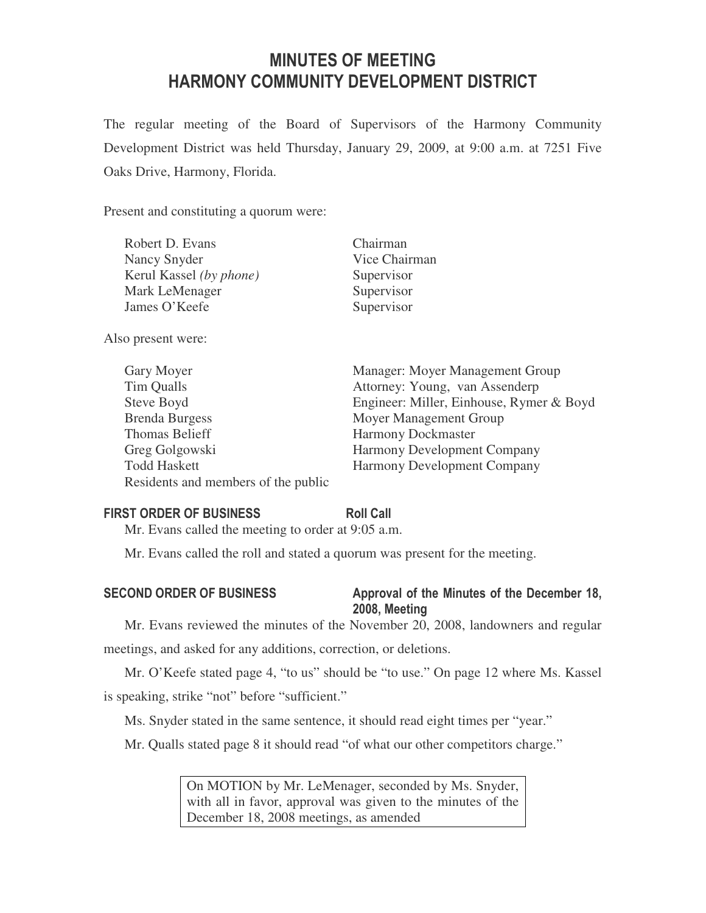# MINUTES OF MEETING
# HARMONY COMMUNITY DEVELOPMENT DISTRICT

The regular meeting of the Board of Supervisors of the Harmony Community Development District was held Thursday, January 29, 2009, at 9:00 a.m. at 7251 Five Oaks Drive, Harmony, Florida.

Present and constituting a quorum were:

| | |
|---|---|
| Robert D. Evans | Chairman |
| Nancy Snyder | Vice Chairman |
| Kerul Kassel *(by phone)* | Supervisor |
| Mark LeMenager | Supervisor |
| James O'Keefe | Supervisor |

Also present were:

| | |
|---|---|
| Gary Moyer | Manager: Moyer Management Group |
| Tim Qualls | Attorney: Young, van Assenderp |
| Steve Boyd | Engineer: Miller, Einhouse, Rymer & Boyd |
| Brenda Burgess | Moyer Management Group |
| Thomas Belieff | Harmony Dockmaster |
| Greg Golgowski | Harmony Development Company |
| Todd Haskett | Harmony Development Company |
| Residents and members of the public | |

**FIRST ORDER OF BUSINESS** **Roll Call**

Mr. Evans called the meeting to order at 9:05 a.m.

Mr. Evans called the roll and stated a quorum was present for the meeting.

**SECOND ORDER OF BUSINESS** **Approval of the Minutes of the December 18, 2008, Meeting**

Mr. Evans reviewed the minutes of the November 20, 2008, landowners and regular meetings, and asked for any additions, correction, or deletions.

Mr. O'Keefe stated page 4, "to us" should be "to use." On page 12 where Ms. Kassel is speaking, strike "not" before "sufficient."

Ms. Snyder stated in the same sentence, it should read eight times per "year."

Mr. Qualls stated page 8 it should read "of what our other competitors charge."

> On MOTION by Mr. LeMenager, seconded by Ms. Snyder, with all in favor, approval was given to the minutes of the December 18, 2008 meetings, as amended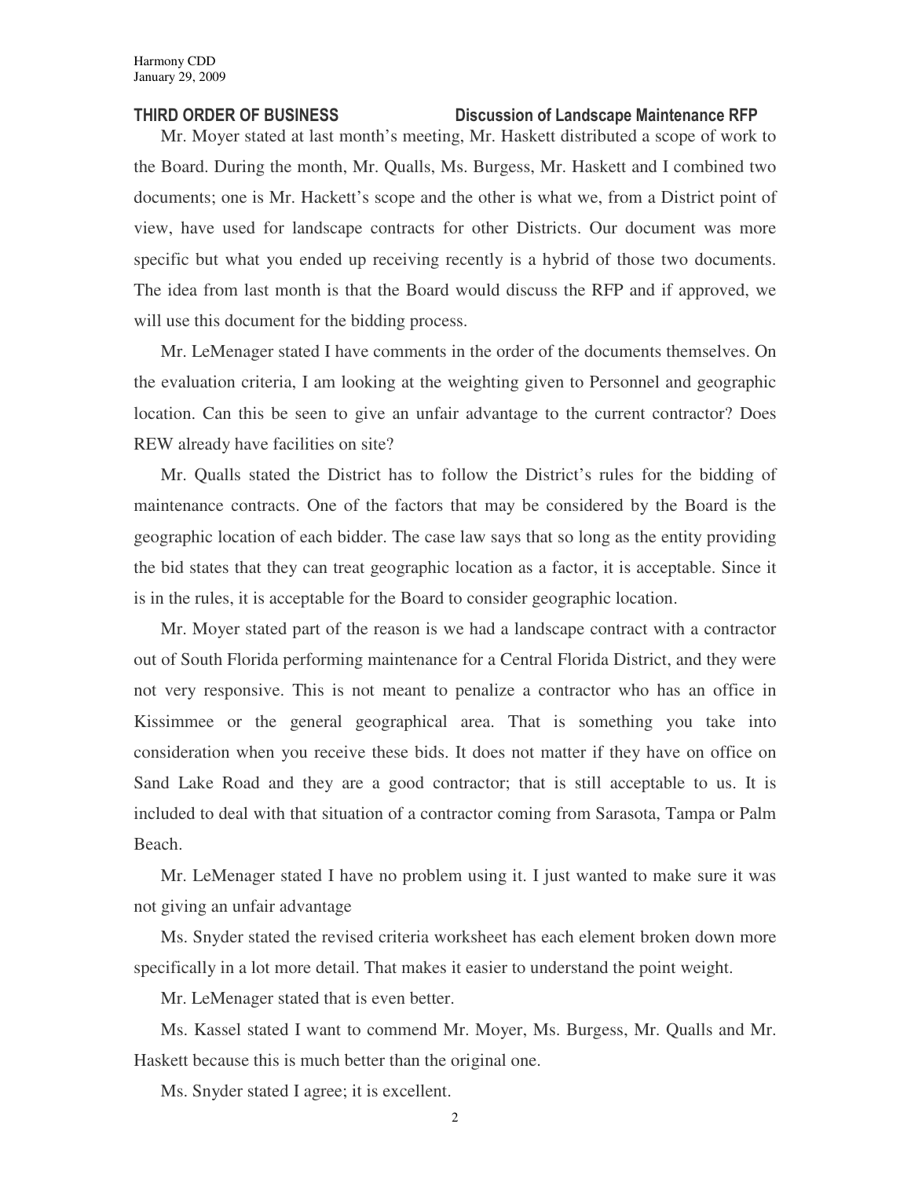**THIRD ORDER OF BUSINESS Discussion of Landscape Maintenance RFP**

Mr. Moyer stated at last month's meeting, Mr. Haskett distributed a scope of work to the Board. During the month, Mr. Qualls, Ms. Burgess, Mr. Haskett and I combined two documents; one is Mr. Hackett's scope and the other is what we, from a District point of view, have used for landscape contracts for other Districts. Our document was more specific but what you ended up receiving recently is a hybrid of those two documents. The idea from last month is that the Board would discuss the RFP and if approved, we will use this document for the bidding process.

Mr. LeMenager stated I have comments in the order of the documents themselves. On the evaluation criteria, I am looking at the weighting given to Personnel and geographic location. Can this be seen to give an unfair advantage to the current contractor? Does REW already have facilities on site?

Mr. Qualls stated the District has to follow the District's rules for the bidding of maintenance contracts. One of the factors that may be considered by the Board is the geographic location of each bidder. The case law says that so long as the entity providing the bid states that they can treat geographic location as a factor, it is acceptable. Since it is in the rules, it is acceptable for the Board to consider geographic location.

Mr. Moyer stated part of the reason is we had a landscape contract with a contractor out of South Florida performing maintenance for a Central Florida District, and they were not very responsive. This is not meant to penalize a contractor who has an office in Kissimmee or the general geographical area. That is something you take into consideration when you receive these bids. It does not matter if they have on office on Sand Lake Road and they are a good contractor; that is still acceptable to us. It is included to deal with that situation of a contractor coming from Sarasota, Tampa or Palm Beach.

Mr. LeMenager stated I have no problem using it. I just wanted to make sure it was not giving an unfair advantage

Ms. Snyder stated the revised criteria worksheet has each element broken down more specifically in a lot more detail. That makes it easier to understand the point weight.

Mr. LeMenager stated that is even better.

Ms. Kassel stated I want to commend Mr. Moyer, Ms. Burgess, Mr. Qualls and Mr. Haskett because this is much better than the original one.

Ms. Snyder stated I agree; it is excellent.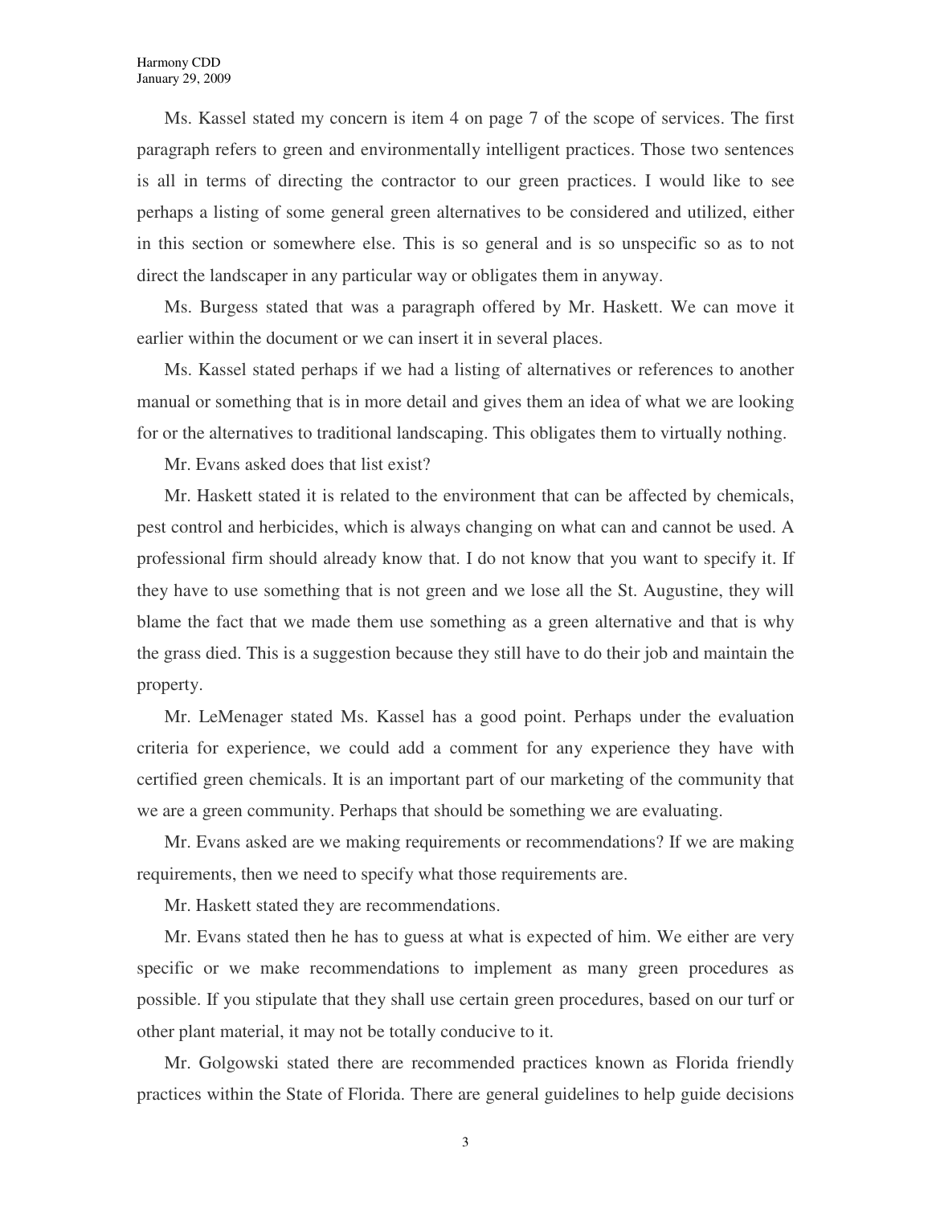Ms. Kassel stated my concern is item 4 on page 7 of the scope of services. The first paragraph refers to green and environmentally intelligent practices. Those two sentences is all in terms of directing the contractor to our green practices. I would like to see perhaps a listing of some general green alternatives to be considered and utilized, either in this section or somewhere else. This is so general and is so unspecific so as to not direct the landscaper in any particular way or obligates them in anyway.

Ms. Burgess stated that was a paragraph offered by Mr. Haskett. We can move it earlier within the document or we can insert it in several places.

Ms. Kassel stated perhaps if we had a listing of alternatives or references to another manual or something that is in more detail and gives them an idea of what we are looking for or the alternatives to traditional landscaping. This obligates them to virtually nothing.

Mr. Evans asked does that list exist?

Mr. Haskett stated it is related to the environment that can be affected by chemicals, pest control and herbicides, which is always changing on what can and cannot be used. A professional firm should already know that. I do not know that you want to specify it. If they have to use something that is not green and we lose all the St. Augustine, they will blame the fact that we made them use something as a green alternative and that is why the grass died. This is a suggestion because they still have to do their job and maintain the property.

Mr. LeMenager stated Ms. Kassel has a good point. Perhaps under the evaluation criteria for experience, we could add a comment for any experience they have with certified green chemicals. It is an important part of our marketing of the community that we are a green community. Perhaps that should be something we are evaluating.

Mr. Evans asked are we making requirements or recommendations? If we are making requirements, then we need to specify what those requirements are.

Mr. Haskett stated they are recommendations.

Mr. Evans stated then he has to guess at what is expected of him. We either are very specific or we make recommendations to implement as many green procedures as possible. If you stipulate that they shall use certain green procedures, based on our turf or other plant material, it may not be totally conducive to it.

Mr. Golgowski stated there are recommended practices known as Florida friendly practices within the State of Florida. There are general guidelines to help guide decisions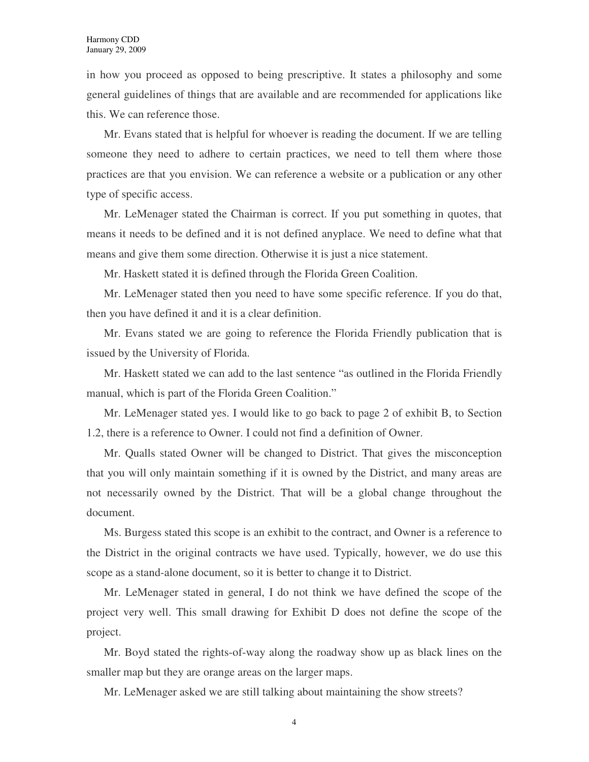in how you proceed as opposed to being prescriptive. It states a philosophy and some general guidelines of things that are available and are recommended for applications like this. We can reference those.

Mr. Evans stated that is helpful for whoever is reading the document. If we are telling someone they need to adhere to certain practices, we need to tell them where those practices are that you envision. We can reference a website or a publication or any other type of specific access.

Mr. LeMenager stated the Chairman is correct. If you put something in quotes, that means it needs to be defined and it is not defined anyplace. We need to define what that means and give them some direction. Otherwise it is just a nice statement.

Mr. Haskett stated it is defined through the Florida Green Coalition.

Mr. LeMenager stated then you need to have some specific reference. If you do that, then you have defined it and it is a clear definition.

Mr. Evans stated we are going to reference the Florida Friendly publication that is issued by the University of Florida.

Mr. Haskett stated we can add to the last sentence "as outlined in the Florida Friendly manual, which is part of the Florida Green Coalition."

Mr. LeMenager stated yes. I would like to go back to page 2 of exhibit B, to Section 1.2, there is a reference to Owner. I could not find a definition of Owner.

Mr. Qualls stated Owner will be changed to District. That gives the misconception that you will only maintain something if it is owned by the District, and many areas are not necessarily owned by the District. That will be a global change throughout the document.

Ms. Burgess stated this scope is an exhibit to the contract, and Owner is a reference to the District in the original contracts we have used. Typically, however, we do use this scope as a stand-alone document, so it is better to change it to District.

Mr. LeMenager stated in general, I do not think we have defined the scope of the project very well. This small drawing for Exhibit D does not define the scope of the project.

Mr. Boyd stated the rights-of-way along the roadway show up as black lines on the smaller map but they are orange areas on the larger maps.

Mr. LeMenager asked we are still talking about maintaining the show streets?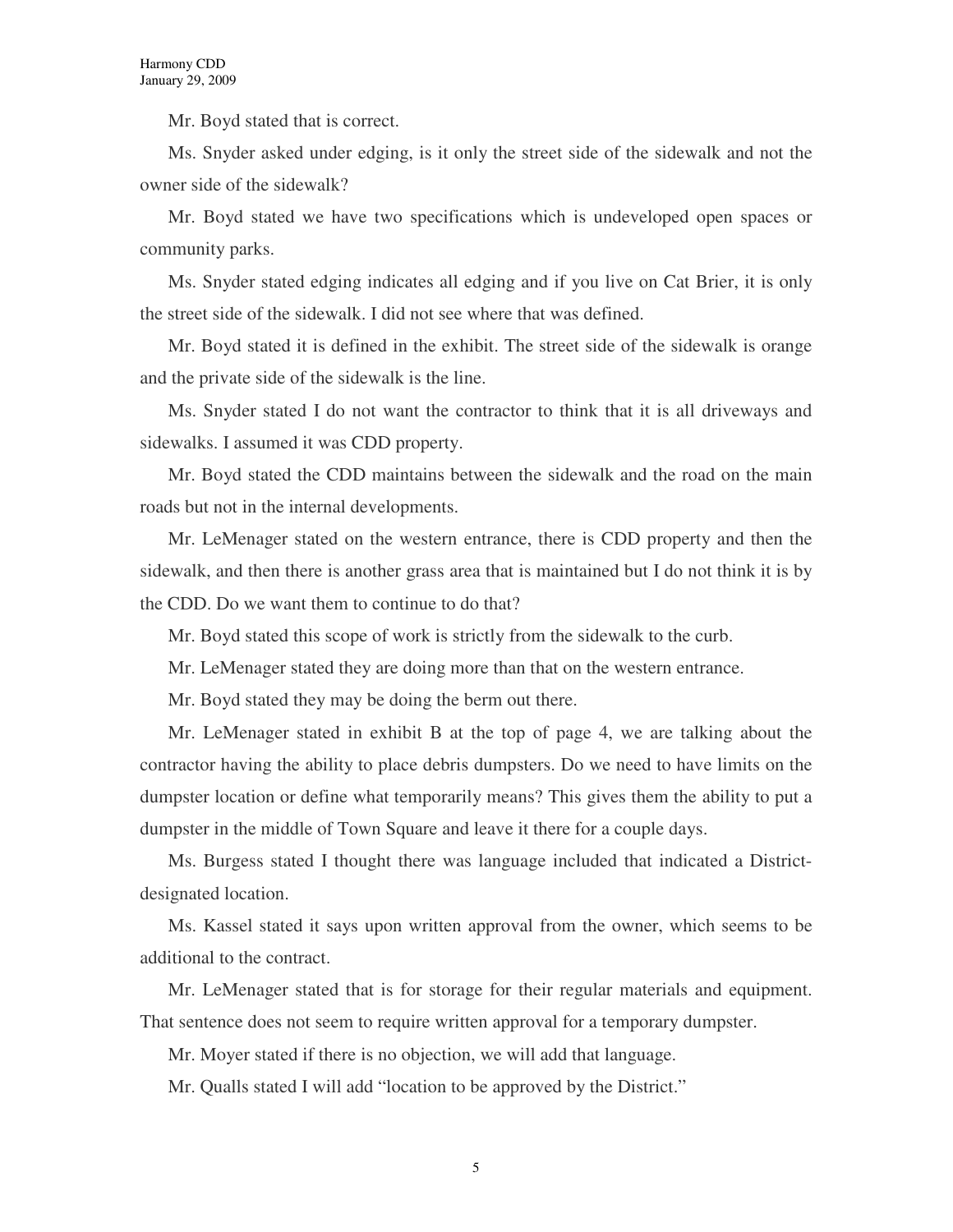Mr. Boyd stated that is correct.

Ms. Snyder asked under edging, is it only the street side of the sidewalk and not the owner side of the sidewalk?

Mr. Boyd stated we have two specifications which is undeveloped open spaces or community parks.

Ms. Snyder stated edging indicates all edging and if you live on Cat Brier, it is only the street side of the sidewalk. I did not see where that was defined.

Mr. Boyd stated it is defined in the exhibit. The street side of the sidewalk is orange and the private side of the sidewalk is the line.

Ms. Snyder stated I do not want the contractor to think that it is all driveways and sidewalks. I assumed it was CDD property.

Mr. Boyd stated the CDD maintains between the sidewalk and the road on the main roads but not in the internal developments.

Mr. LeMenager stated on the western entrance, there is CDD property and then the sidewalk, and then there is another grass area that is maintained but I do not think it is by the CDD. Do we want them to continue to do that?

Mr. Boyd stated this scope of work is strictly from the sidewalk to the curb.

Mr. LeMenager stated they are doing more than that on the western entrance.

Mr. Boyd stated they may be doing the berm out there.

Mr. LeMenager stated in exhibit B at the top of page 4, we are talking about the contractor having the ability to place debris dumpsters. Do we need to have limits on the dumpster location or define what temporarily means? This gives them the ability to put a dumpster in the middle of Town Square and leave it there for a couple days.

Ms. Burgess stated I thought there was language included that indicated a District-designated location.

Ms. Kassel stated it says upon written approval from the owner, which seems to be additional to the contract.

Mr. LeMenager stated that is for storage for their regular materials and equipment. That sentence does not seem to require written approval for a temporary dumpster.

Mr. Moyer stated if there is no objection, we will add that language.

Mr. Qualls stated I will add "location to be approved by the District."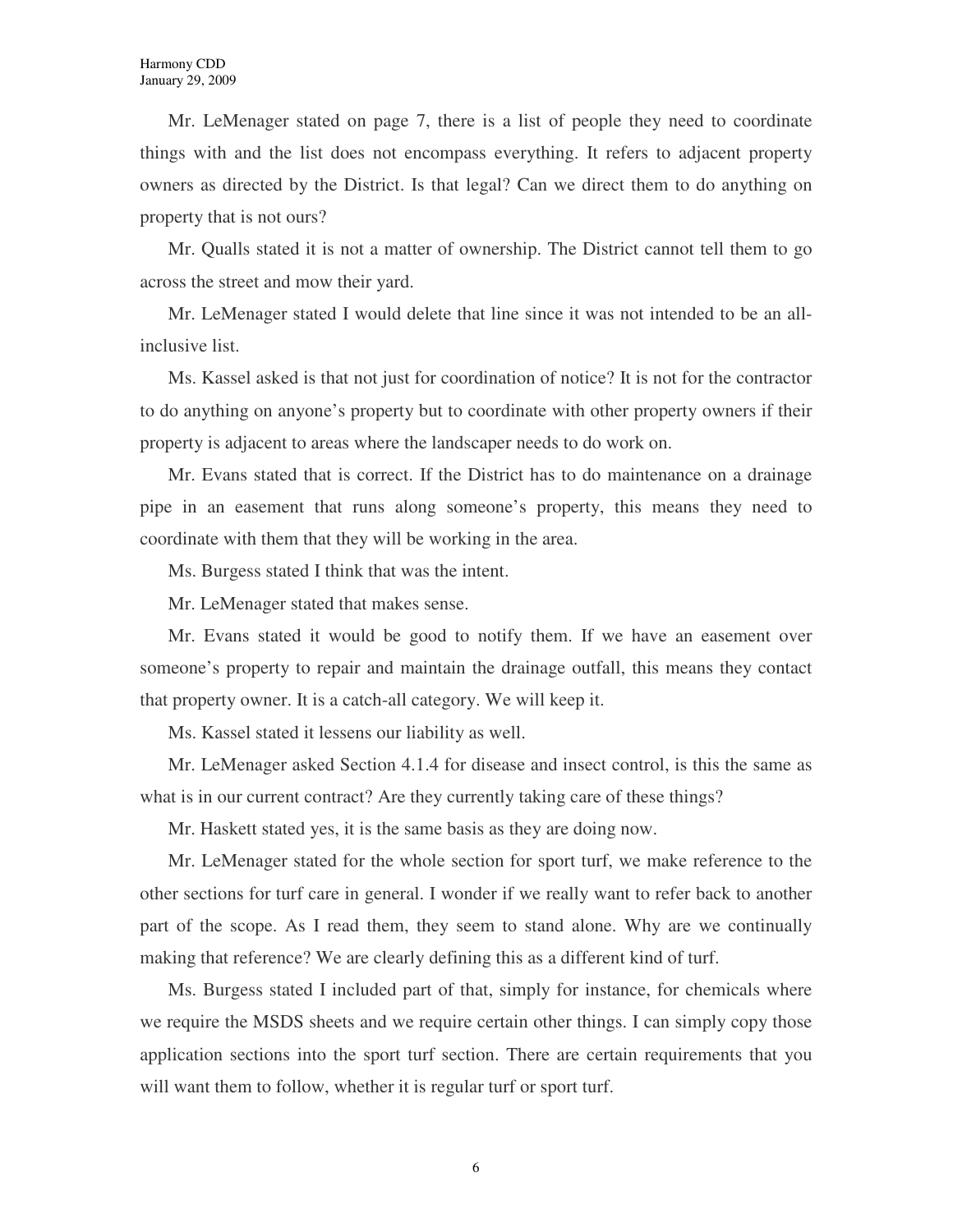Mr. LeMenager stated on page 7, there is a list of people they need to coordinate things with and the list does not encompass everything. It refers to adjacent property owners as directed by the District. Is that legal? Can we direct them to do anything on property that is not ours?

Mr. Qualls stated it is not a matter of ownership. The District cannot tell them to go across the street and mow their yard.

Mr. LeMenager stated I would delete that line since it was not intended to be an all-inclusive list.

Ms. Kassel asked is that not just for coordination of notice? It is not for the contractor to do anything on anyone's property but to coordinate with other property owners if their property is adjacent to areas where the landscaper needs to do work on.

Mr. Evans stated that is correct. If the District has to do maintenance on a drainage pipe in an easement that runs along someone's property, this means they need to coordinate with them that they will be working in the area.

Ms. Burgess stated I think that was the intent.

Mr. LeMenager stated that makes sense.

Mr. Evans stated it would be good to notify them. If we have an easement over someone's property to repair and maintain the drainage outfall, this means they contact that property owner. It is a catch-all category. We will keep it.

Ms. Kassel stated it lessens our liability as well.

Mr. LeMenager asked Section 4.1.4 for disease and insect control, is this the same as what is in our current contract? Are they currently taking care of these things?

Mr. Haskett stated yes, it is the same basis as they are doing now.

Mr. LeMenager stated for the whole section for sport turf, we make reference to the other sections for turf care in general. I wonder if we really want to refer back to another part of the scope. As I read them, they seem to stand alone. Why are we continually making that reference? We are clearly defining this as a different kind of turf.

Ms. Burgess stated I included part of that, simply for instance, for chemicals where we require the MSDS sheets and we require certain other things. I can simply copy those application sections into the sport turf section. There are certain requirements that you will want them to follow, whether it is regular turf or sport turf.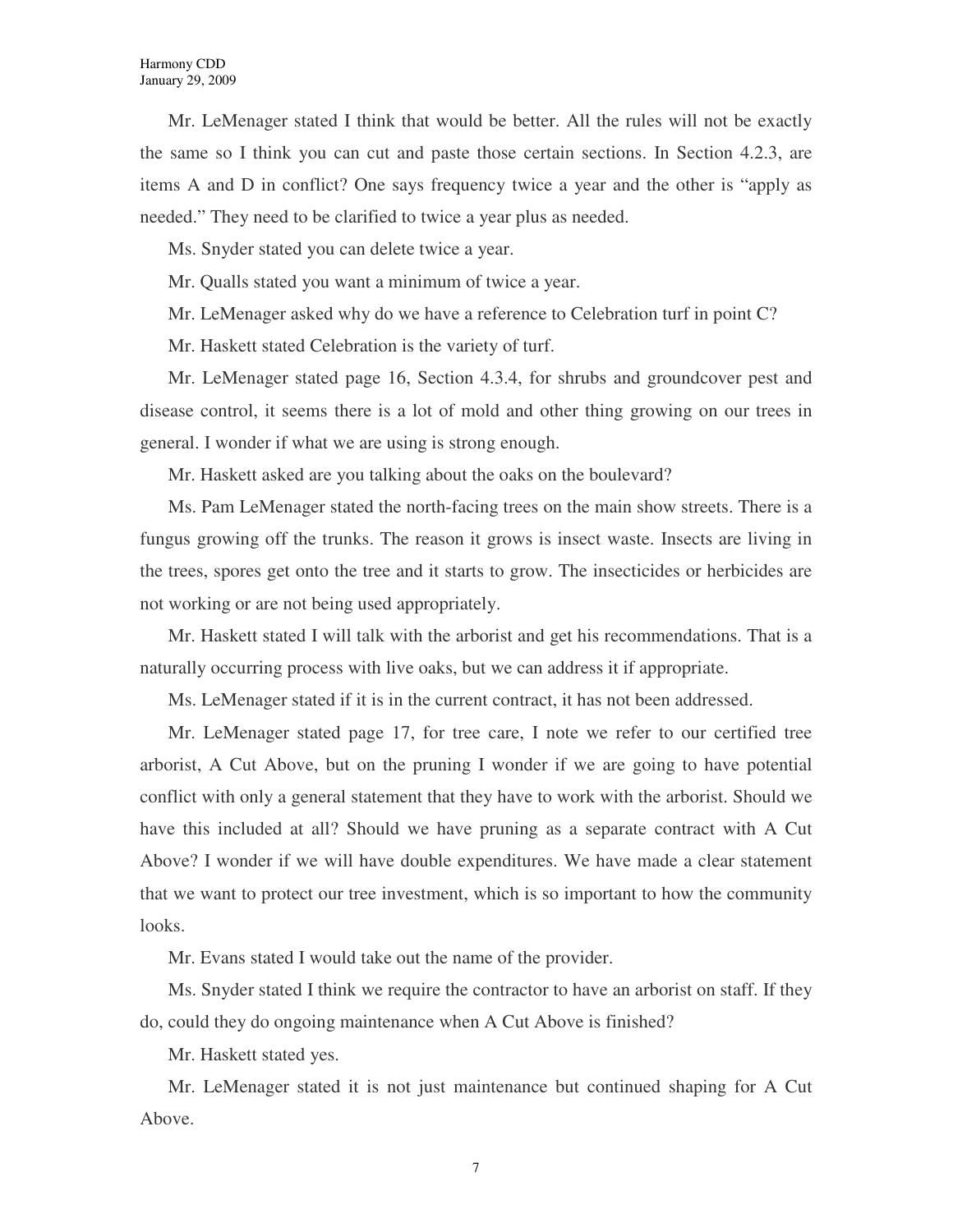Mr. LeMenager stated I think that would be better. All the rules will not be exactly the same so I think you can cut and paste those certain sections. In Section 4.2.3, are items A and D in conflict? One says frequency twice a year and the other is "apply as needed." They need to be clarified to twice a year plus as needed.

Ms. Snyder stated you can delete twice a year.

Mr. Qualls stated you want a minimum of twice a year.

Mr. LeMenager asked why do we have a reference to Celebration turf in point C?

Mr. Haskett stated Celebration is the variety of turf.

Mr. LeMenager stated page 16, Section 4.3.4, for shrubs and groundcover pest and disease control, it seems there is a lot of mold and other thing growing on our trees in general. I wonder if what we are using is strong enough.

Mr. Haskett asked are you talking about the oaks on the boulevard?

Ms. Pam LeMenager stated the north-facing trees on the main show streets. There is a fungus growing off the trunks. The reason it grows is insect waste. Insects are living in the trees, spores get onto the tree and it starts to grow. The insecticides or herbicides are not working or are not being used appropriately.

Mr. Haskett stated I will talk with the arborist and get his recommendations. That is a naturally occurring process with live oaks, but we can address it if appropriate.

Ms. LeMenager stated if it is in the current contract, it has not been addressed.

Mr. LeMenager stated page 17, for tree care, I note we refer to our certified tree arborist, A Cut Above, but on the pruning I wonder if we are going to have potential conflict with only a general statement that they have to work with the arborist. Should we have this included at all? Should we have pruning as a separate contract with A Cut Above? I wonder if we will have double expenditures. We have made a clear statement that we want to protect our tree investment, which is so important to how the community looks.

Mr. Evans stated I would take out the name of the provider.

Ms. Snyder stated I think we require the contractor to have an arborist on staff. If they do, could they do ongoing maintenance when A Cut Above is finished?

Mr. Haskett stated yes.

Mr. LeMenager stated it is not just maintenance but continued shaping for A Cut Above.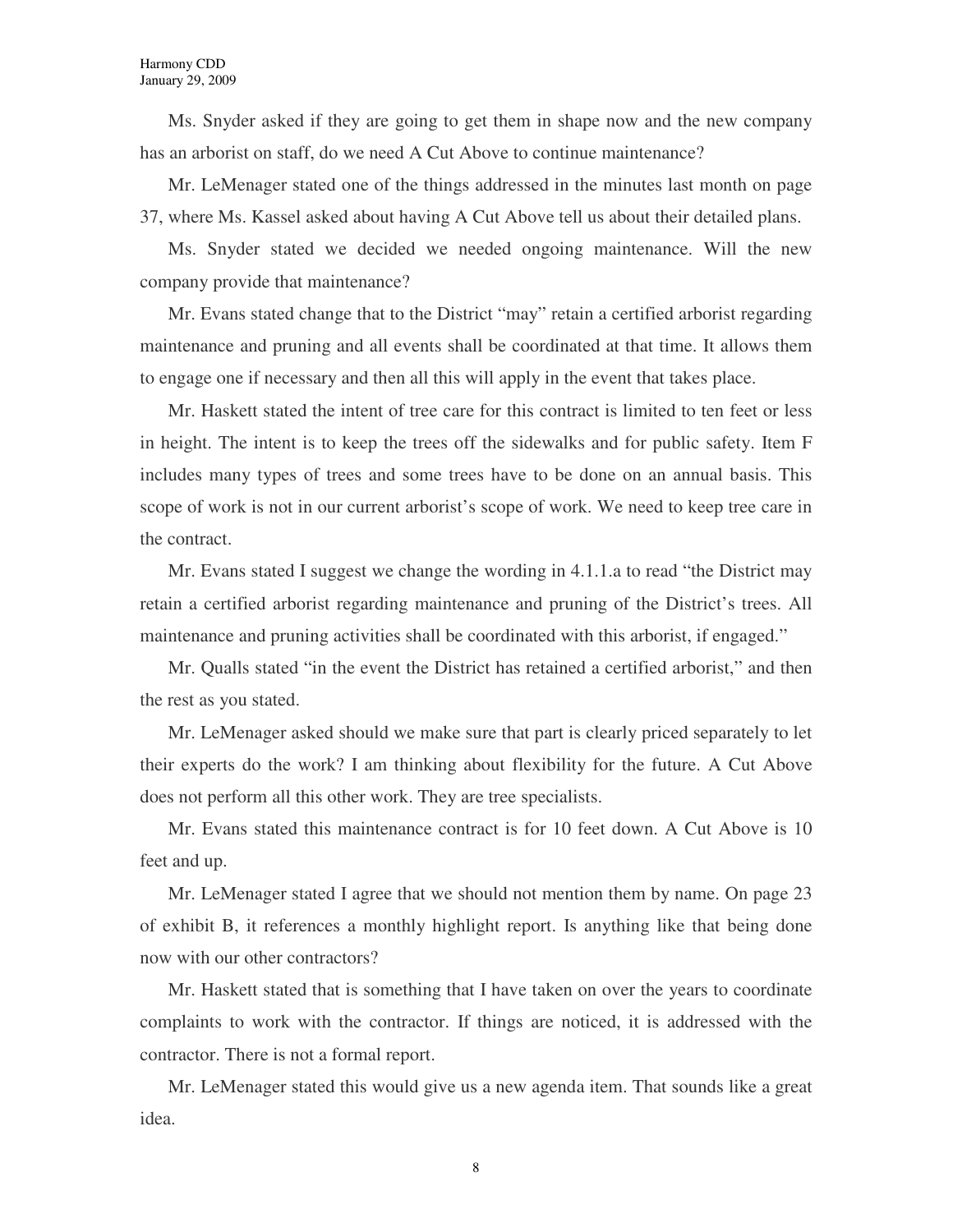Ms. Snyder asked if they are going to get them in shape now and the new company has an arborist on staff, do we need A Cut Above to continue maintenance?

Mr. LeMenager stated one of the things addressed in the minutes last month on page 37, where Ms. Kassel asked about having A Cut Above tell us about their detailed plans.

Ms. Snyder stated we decided we needed ongoing maintenance. Will the new company provide that maintenance?

Mr. Evans stated change that to the District "may" retain a certified arborist regarding maintenance and pruning and all events shall be coordinated at that time. It allows them to engage one if necessary and then all this will apply in the event that takes place.

Mr. Haskett stated the intent of tree care for this contract is limited to ten feet or less in height. The intent is to keep the trees off the sidewalks and for public safety. Item F includes many types of trees and some trees have to be done on an annual basis. This scope of work is not in our current arborist's scope of work. We need to keep tree care in the contract.

Mr. Evans stated I suggest we change the wording in 4.1.1.a to read "the District may retain a certified arborist regarding maintenance and pruning of the District's trees. All maintenance and pruning activities shall be coordinated with this arborist, if engaged."

Mr. Qualls stated "in the event the District has retained a certified arborist," and then the rest as you stated.

Mr. LeMenager asked should we make sure that part is clearly priced separately to let their experts do the work? I am thinking about flexibility for the future. A Cut Above does not perform all this other work. They are tree specialists.

Mr. Evans stated this maintenance contract is for 10 feet down. A Cut Above is 10 feet and up.

Mr. LeMenager stated I agree that we should not mention them by name. On page 23 of exhibit B, it references a monthly highlight report. Is anything like that being done now with our other contractors?

Mr. Haskett stated that is something that I have taken on over the years to coordinate complaints to work with the contractor. If things are noticed, it is addressed with the contractor. There is not a formal report.

Mr. LeMenager stated this would give us a new agenda item. That sounds like a great idea.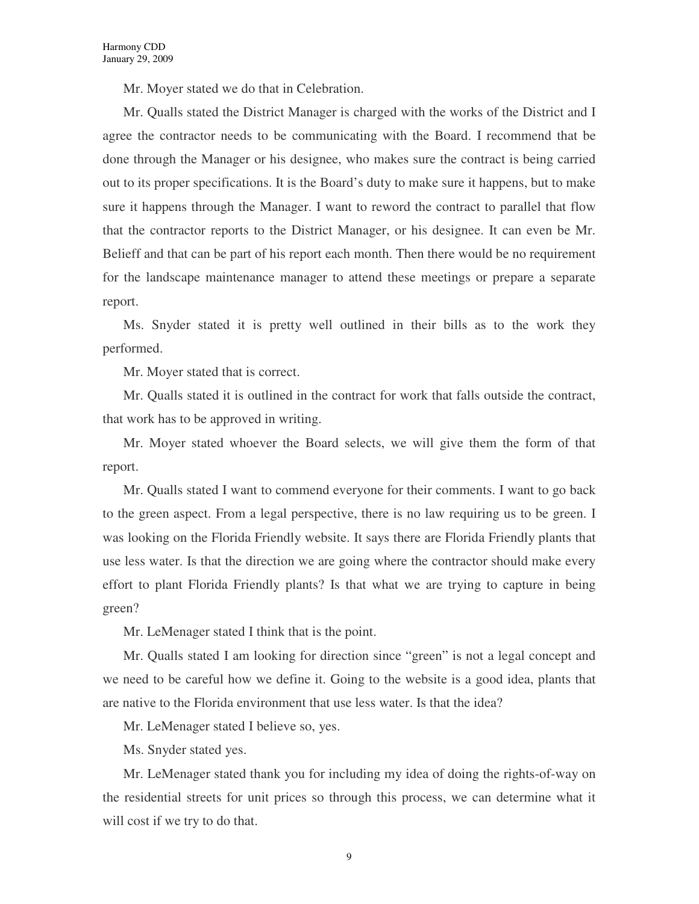Mr. Moyer stated we do that in Celebration.

Mr. Qualls stated the District Manager is charged with the works of the District and I agree the contractor needs to be communicating with the Board. I recommend that be done through the Manager or his designee, who makes sure the contract is being carried out to its proper specifications. It is the Board's duty to make sure it happens, but to make sure it happens through the Manager. I want to reword the contract to parallel that flow that the contractor reports to the District Manager, or his designee. It can even be Mr. Belieff and that can be part of his report each month. Then there would be no requirement for the landscape maintenance manager to attend these meetings or prepare a separate report.

Ms. Snyder stated it is pretty well outlined in their bills as to the work they performed.

Mr. Moyer stated that is correct.

Mr. Qualls stated it is outlined in the contract for work that falls outside the contract, that work has to be approved in writing.

Mr. Moyer stated whoever the Board selects, we will give them the form of that report.

Mr. Qualls stated I want to commend everyone for their comments. I want to go back to the green aspect. From a legal perspective, there is no law requiring us to be green. I was looking on the Florida Friendly website. It says there are Florida Friendly plants that use less water. Is that the direction we are going where the contractor should make every effort to plant Florida Friendly plants? Is that what we are trying to capture in being green?

Mr. LeMenager stated I think that is the point.

Mr. Qualls stated I am looking for direction since "green" is not a legal concept and we need to be careful how we define it. Going to the website is a good idea, plants that are native to the Florida environment that use less water. Is that the idea?

Mr. LeMenager stated I believe so, yes.

Ms. Snyder stated yes.

Mr. LeMenager stated thank you for including my idea of doing the rights-of-way on the residential streets for unit prices so through this process, we can determine what it will cost if we try to do that.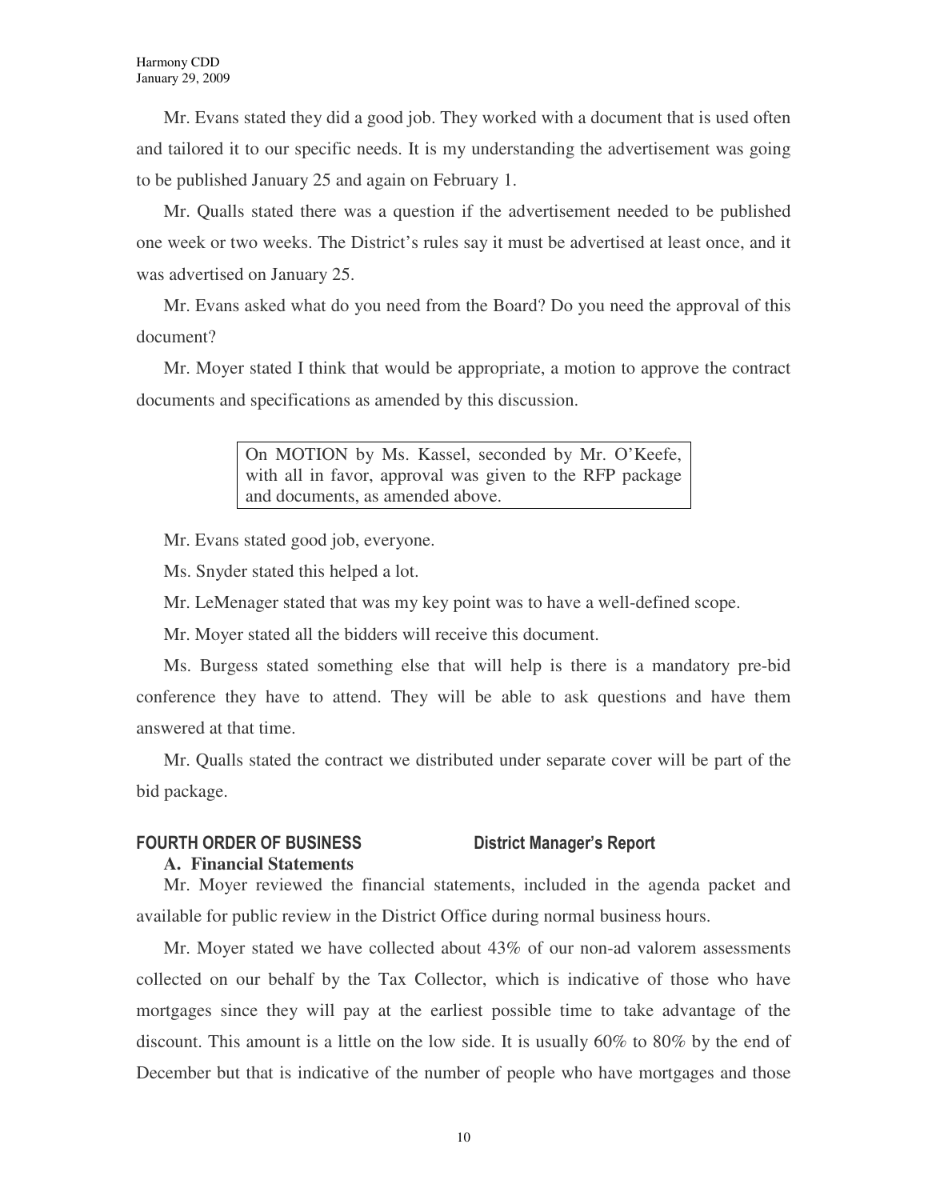Mr. Evans stated they did a good job. They worked with a document that is used often and tailored it to our specific needs. It is my understanding the advertisement was going to be published January 25 and again on February 1.

Mr. Qualls stated there was a question if the advertisement needed to be published one week or two weeks. The District's rules say it must be advertised at least once, and it was advertised on January 25.

Mr. Evans asked what do you need from the Board? Do you need the approval of this document?

Mr. Moyer stated I think that would be appropriate, a motion to approve the contract documents and specifications as amended by this discussion.

> On MOTION by Ms. Kassel, seconded by Mr. O'Keefe, with all in favor, approval was given to the RFP package and documents, as amended above.

Mr. Evans stated good job, everyone.

Ms. Snyder stated this helped a lot.

Mr. LeMenager stated that was my key point was to have a well-defined scope.

Mr. Moyer stated all the bidders will receive this document.

Ms. Burgess stated something else that will help is there is a mandatory pre-bid conference they have to attend. They will be able to ask questions and have them answered at that time.

Mr. Qualls stated the contract we distributed under separate cover will be part of the bid package.

## FOURTH ORDER OF BUSINESS — District Manager's Report

### A. Financial Statements

Mr. Moyer reviewed the financial statements, included in the agenda packet and available for public review in the District Office during normal business hours.

Mr. Moyer stated we have collected about 43% of our non-ad valorem assessments collected on our behalf by the Tax Collector, which is indicative of those who have mortgages since they will pay at the earliest possible time to take advantage of the discount. This amount is a little on the low side. It is usually 60% to 80% by the end of December but that is indicative of the number of people who have mortgages and those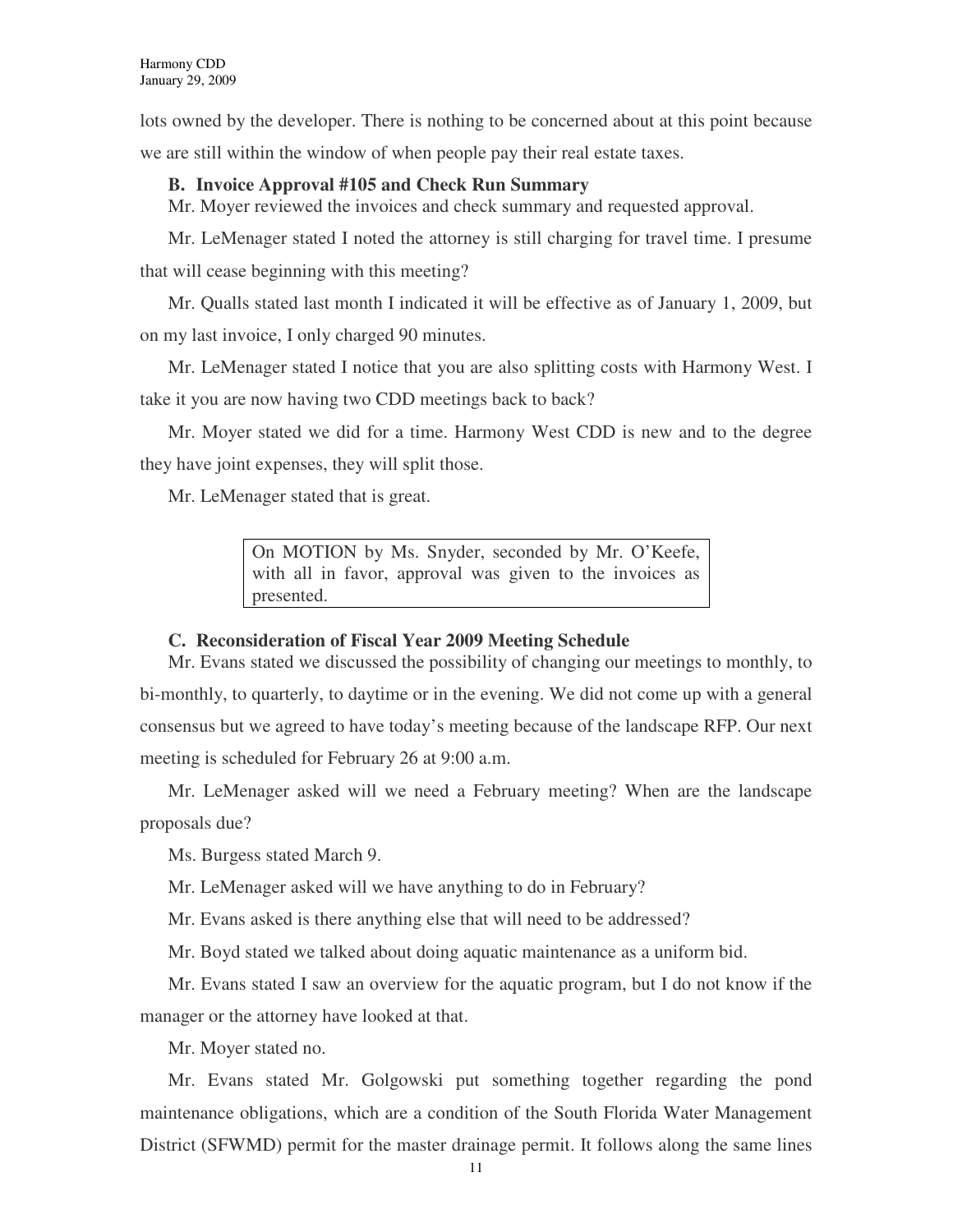lots owned by the developer. There is nothing to be concerned about at this point because we are still within the window of when people pay their real estate taxes.

**B. Invoice Approval #105 and Check Run Summary**

Mr. Moyer reviewed the invoices and check summary and requested approval.

Mr. LeMenager stated I noted the attorney is still charging for travel time. I presume that will cease beginning with this meeting?

Mr. Qualls stated last month I indicated it will be effective as of January 1, 2009, but on my last invoice, I only charged 90 minutes.

Mr. LeMenager stated I notice that you are also splitting costs with Harmony West. I take it you are now having two CDD meetings back to back?

Mr. Moyer stated we did for a time. Harmony West CDD is new and to the degree they have joint expenses, they will split those.

Mr. LeMenager stated that is great.

> On MOTION by Ms. Snyder, seconded by Mr. O'Keefe, with all in favor, approval was given to the invoices as presented.

**C. Reconsideration of Fiscal Year 2009 Meeting Schedule**

Mr. Evans stated we discussed the possibility of changing our meetings to monthly, to bi-monthly, to quarterly, to daytime or in the evening. We did not come up with a general consensus but we agreed to have today's meeting because of the landscape RFP. Our next meeting is scheduled for February 26 at 9:00 a.m.

Mr. LeMenager asked will we need a February meeting? When are the landscape proposals due?

Ms. Burgess stated March 9.

Mr. LeMenager asked will we have anything to do in February?

Mr. Evans asked is there anything else that will need to be addressed?

Mr. Boyd stated we talked about doing aquatic maintenance as a uniform bid.

Mr. Evans stated I saw an overview for the aquatic program, but I do not know if the manager or the attorney have looked at that.

Mr. Moyer stated no.

Mr. Evans stated Mr. Golgowski put something together regarding the pond maintenance obligations, which are a condition of the South Florida Water Management District (SFWMD) permit for the master drainage permit. It follows along the same lines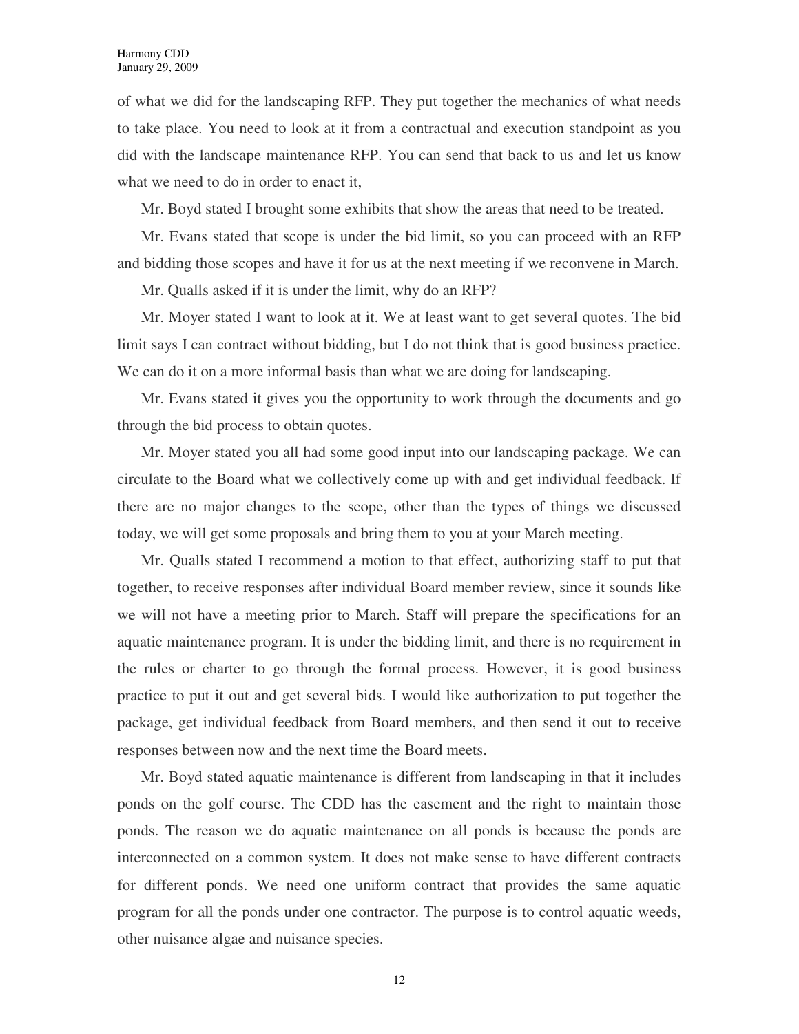of what we did for the landscaping RFP. They put together the mechanics of what needs to take place. You need to look at it from a contractual and execution standpoint as you did with the landscape maintenance RFP. You can send that back to us and let us know what we need to do in order to enact it,

Mr. Boyd stated I brought some exhibits that show the areas that need to be treated.

Mr. Evans stated that scope is under the bid limit, so you can proceed with an RFP and bidding those scopes and have it for us at the next meeting if we reconvene in March.

Mr. Qualls asked if it is under the limit, why do an RFP?

Mr. Moyer stated I want to look at it. We at least want to get several quotes. The bid limit says I can contract without bidding, but I do not think that is good business practice. We can do it on a more informal basis than what we are doing for landscaping.

Mr. Evans stated it gives you the opportunity to work through the documents and go through the bid process to obtain quotes.

Mr. Moyer stated you all had some good input into our landscaping package. We can circulate to the Board what we collectively come up with and get individual feedback. If there are no major changes to the scope, other than the types of things we discussed today, we will get some proposals and bring them to you at your March meeting.

Mr. Qualls stated I recommend a motion to that effect, authorizing staff to put that together, to receive responses after individual Board member review, since it sounds like we will not have a meeting prior to March. Staff will prepare the specifications for an aquatic maintenance program. It is under the bidding limit, and there is no requirement in the rules or charter to go through the formal process. However, it is good business practice to put it out and get several bids. I would like authorization to put together the package, get individual feedback from Board members, and then send it out to receive responses between now and the next time the Board meets.

Mr. Boyd stated aquatic maintenance is different from landscaping in that it includes ponds on the golf course. The CDD has the easement and the right to maintain those ponds. The reason we do aquatic maintenance on all ponds is because the ponds are interconnected on a common system. It does not make sense to have different contracts for different ponds. We need one uniform contract that provides the same aquatic program for all the ponds under one contractor. The purpose is to control aquatic weeds, other nuisance algae and nuisance species.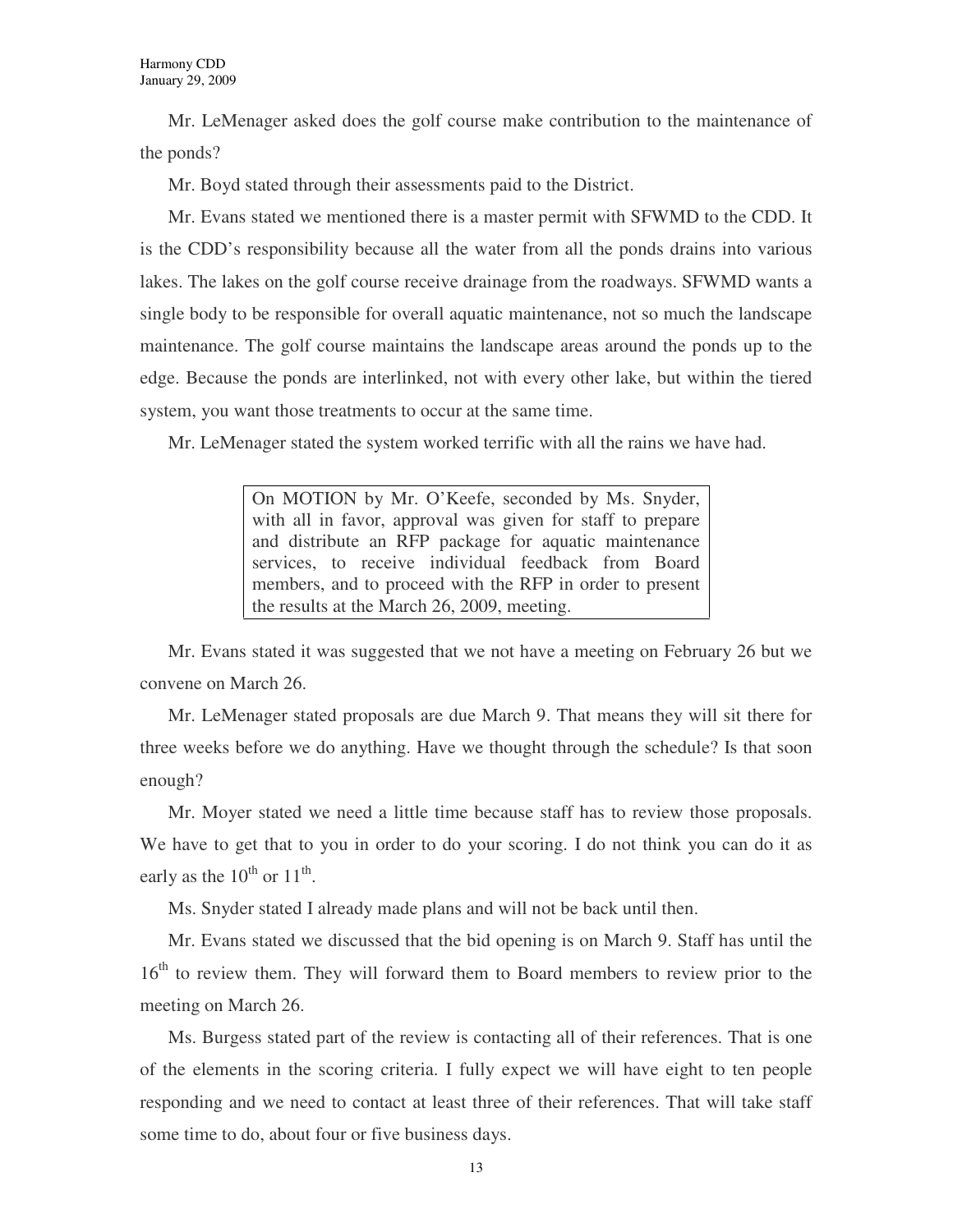Mr. LeMenager asked does the golf course make contribution to the maintenance of the ponds?

Mr. Boyd stated through their assessments paid to the District.

Mr. Evans stated we mentioned there is a master permit with SFWMD to the CDD. It is the CDD's responsibility because all the water from all the ponds drains into various lakes. The lakes on the golf course receive drainage from the roadways. SFWMD wants a single body to be responsible for overall aquatic maintenance, not so much the landscape maintenance. The golf course maintains the landscape areas around the ponds up to the edge. Because the ponds are interlinked, not with every other lake, but within the tiered system, you want those treatments to occur at the same time.

Mr. LeMenager stated the system worked terrific with all the rains we have had.

> On MOTION by Mr. O'Keefe, seconded by Ms. Snyder, with all in favor, approval was given for staff to prepare and distribute an RFP package for aquatic maintenance services, to receive individual feedback from Board members, and to proceed with the RFP in order to present the results at the March 26, 2009, meeting.

Mr. Evans stated it was suggested that we not have a meeting on February 26 but we convene on March 26.

Mr. LeMenager stated proposals are due March 9. That means they will sit there for three weeks before we do anything. Have we thought through the schedule? Is that soon enough?

Mr. Moyer stated we need a little time because staff has to review those proposals. We have to get that to you in order to do your scoring. I do not think you can do it as early as the 10th or 11th.

Ms. Snyder stated I already made plans and will not be back until then.

Mr. Evans stated we discussed that the bid opening is on March 9. Staff has until the 16th to review them. They will forward them to Board members to review prior to the meeting on March 26.

Ms. Burgess stated part of the review is contacting all of their references. That is one of the elements in the scoring criteria. I fully expect we will have eight to ten people responding and we need to contact at least three of their references. That will take staff some time to do, about four or five business days.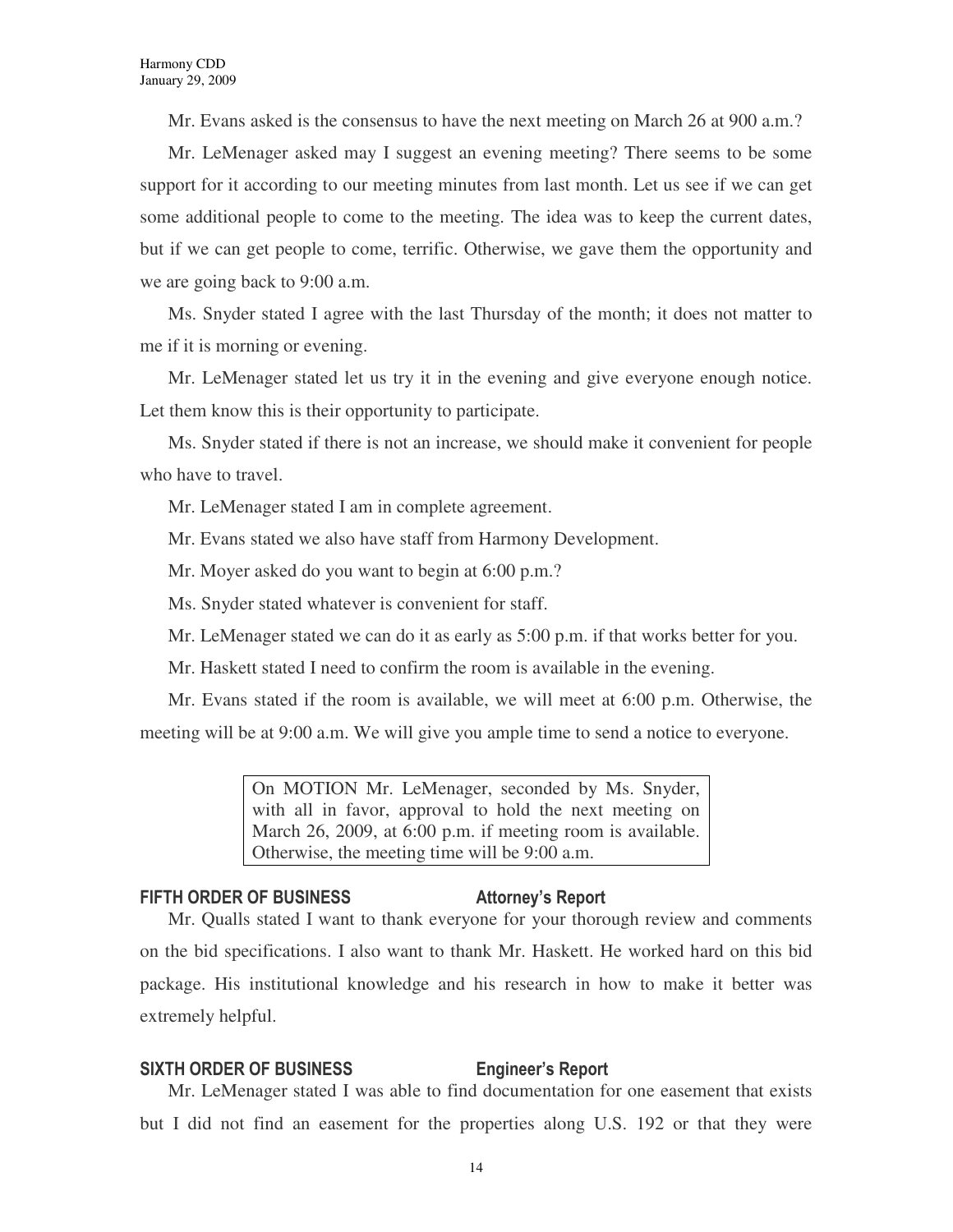Mr. Evans asked is the consensus to have the next meeting on March 26 at 900 a.m.?

Mr. LeMenager asked may I suggest an evening meeting? There seems to be some support for it according to our meeting minutes from last month. Let us see if we can get some additional people to come to the meeting. The idea was to keep the current dates, but if we can get people to come, terrific. Otherwise, we gave them the opportunity and we are going back to 9:00 a.m.

Ms. Snyder stated I agree with the last Thursday of the month; it does not matter to me if it is morning or evening.

Mr. LeMenager stated let us try it in the evening and give everyone enough notice. Let them know this is their opportunity to participate.

Ms. Snyder stated if there is not an increase, we should make it convenient for people who have to travel.

Mr. LeMenager stated I am in complete agreement.

Mr. Evans stated we also have staff from Harmony Development.

Mr. Moyer asked do you want to begin at 6:00 p.m.?

Ms. Snyder stated whatever is convenient for staff.

Mr. LeMenager stated we can do it as early as 5:00 p.m. if that works better for you.

Mr. Haskett stated I need to confirm the room is available in the evening.

Mr. Evans stated if the room is available, we will meet at 6:00 p.m. Otherwise, the meeting will be at 9:00 a.m. We will give you ample time to send a notice to everyone.

> On MOTION Mr. LeMenager, seconded by Ms. Snyder, with all in favor, approval to hold the next meeting on March 26, 2009, at 6:00 p.m. if meeting room is available. Otherwise, the meeting time will be 9:00 a.m.

**FIFTH ORDER OF BUSINESS Attorney's Report**

Mr. Qualls stated I want to thank everyone for your thorough review and comments on the bid specifications. I also want to thank Mr. Haskett. He worked hard on this bid package. His institutional knowledge and his research in how to make it better was extremely helpful.

**SIXTH ORDER OF BUSINESS Engineer's Report**

Mr. LeMenager stated I was able to find documentation for one easement that exists but I did not find an easement for the properties along U.S. 192 or that they were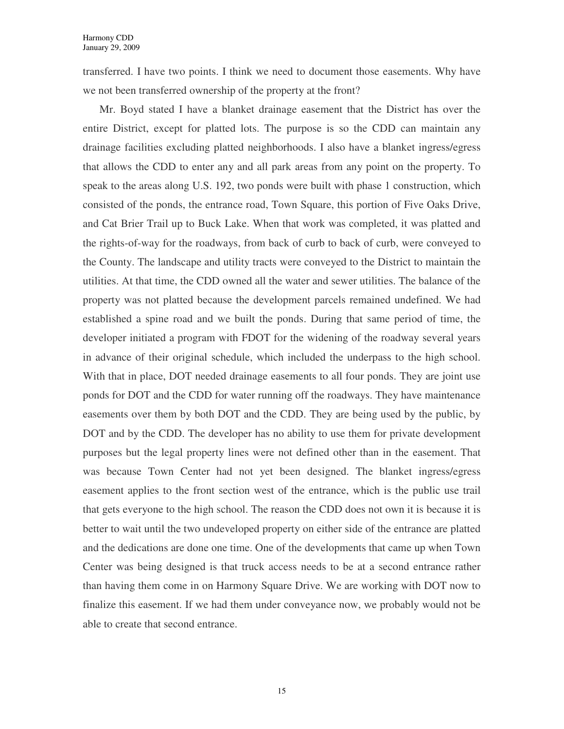transferred. I have two points. I think we need to document those easements. Why have we not been transferred ownership of the property at the front?

Mr. Boyd stated I have a blanket drainage easement that the District has over the entire District, except for platted lots. The purpose is so the CDD can maintain any drainage facilities excluding platted neighborhoods. I also have a blanket ingress/egress that allows the CDD to enter any and all park areas from any point on the property. To speak to the areas along U.S. 192, two ponds were built with phase 1 construction, which consisted of the ponds, the entrance road, Town Square, this portion of Five Oaks Drive, and Cat Brier Trail up to Buck Lake. When that work was completed, it was platted and the rights-of-way for the roadways, from back of curb to back of curb, were conveyed to the County. The landscape and utility tracts were conveyed to the District to maintain the utilities. At that time, the CDD owned all the water and sewer utilities. The balance of the property was not platted because the development parcels remained undefined. We had established a spine road and we built the ponds. During that same period of time, the developer initiated a program with FDOT for the widening of the roadway several years in advance of their original schedule, which included the underpass to the high school. With that in place, DOT needed drainage easements to all four ponds. They are joint use ponds for DOT and the CDD for water running off the roadways. They have maintenance easements over them by both DOT and the CDD. They are being used by the public, by DOT and by the CDD. The developer has no ability to use them for private development purposes but the legal property lines were not defined other than in the easement. That was because Town Center had not yet been designed. The blanket ingress/egress easement applies to the front section west of the entrance, which is the public use trail that gets everyone to the high school. The reason the CDD does not own it is because it is better to wait until the two undeveloped property on either side of the entrance are platted and the dedications are done one time. One of the developments that came up when Town Center was being designed is that truck access needs to be at a second entrance rather than having them come in on Harmony Square Drive. We are working with DOT now to finalize this easement. If we had them under conveyance now, we probably would not be able to create that second entrance.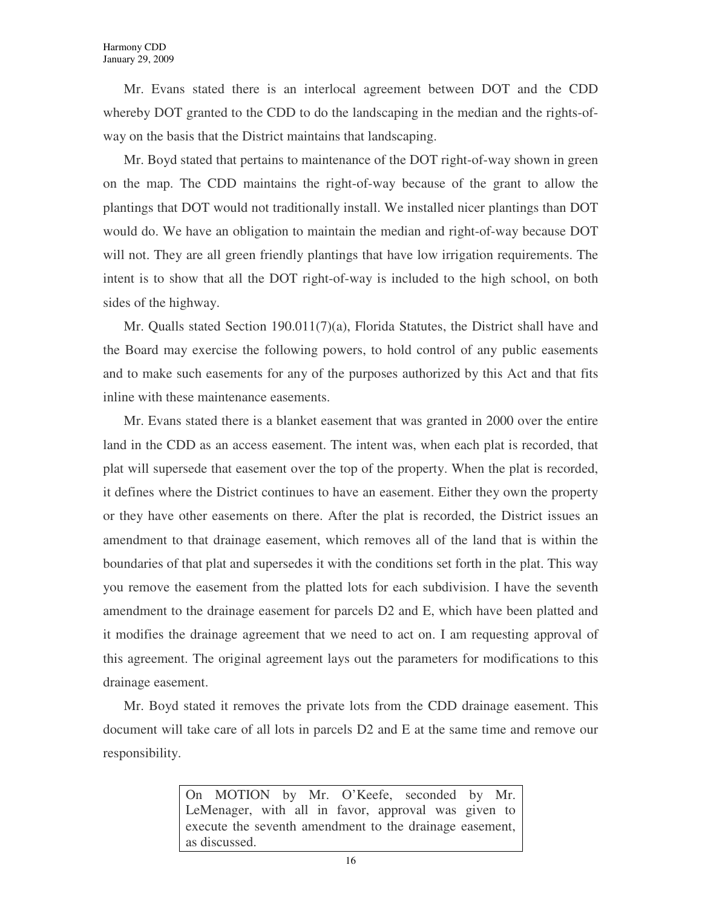Mr. Evans stated there is an interlocal agreement between DOT and the CDD whereby DOT granted to the CDD to do the landscaping in the median and the rights-of-way on the basis that the District maintains that landscaping.

Mr. Boyd stated that pertains to maintenance of the DOT right-of-way shown in green on the map. The CDD maintains the right-of-way because of the grant to allow the plantings that DOT would not traditionally install. We installed nicer plantings than DOT would do. We have an obligation to maintain the median and right-of-way because DOT will not. They are all green friendly plantings that have low irrigation requirements. The intent is to show that all the DOT right-of-way is included to the high school, on both sides of the highway.

Mr. Qualls stated Section 190.011(7)(a), Florida Statutes, the District shall have and the Board may exercise the following powers, to hold control of any public easements and to make such easements for any of the purposes authorized by this Act and that fits inline with these maintenance easements.

Mr. Evans stated there is a blanket easement that was granted in 2000 over the entire land in the CDD as an access easement. The intent was, when each plat is recorded, that plat will supersede that easement over the top of the property. When the plat is recorded, it defines where the District continues to have an easement. Either they own the property or they have other easements on there. After the plat is recorded, the District issues an amendment to that drainage easement, which removes all of the land that is within the boundaries of that plat and supersedes it with the conditions set forth in the plat. This way you remove the easement from the platted lots for each subdivision. I have the seventh amendment to the drainage easement for parcels D2 and E, which have been platted and it modifies the drainage agreement that we need to act on. I am requesting approval of this agreement. The original agreement lays out the parameters for modifications to this drainage easement.

Mr. Boyd stated it removes the private lots from the CDD drainage easement. This document will take care of all lots in parcels D2 and E at the same time and remove our responsibility.

> On MOTION by Mr. O'Keefe, seconded by Mr. LeMenager, with all in favor, approval was given to execute the seventh amendment to the drainage easement, as discussed.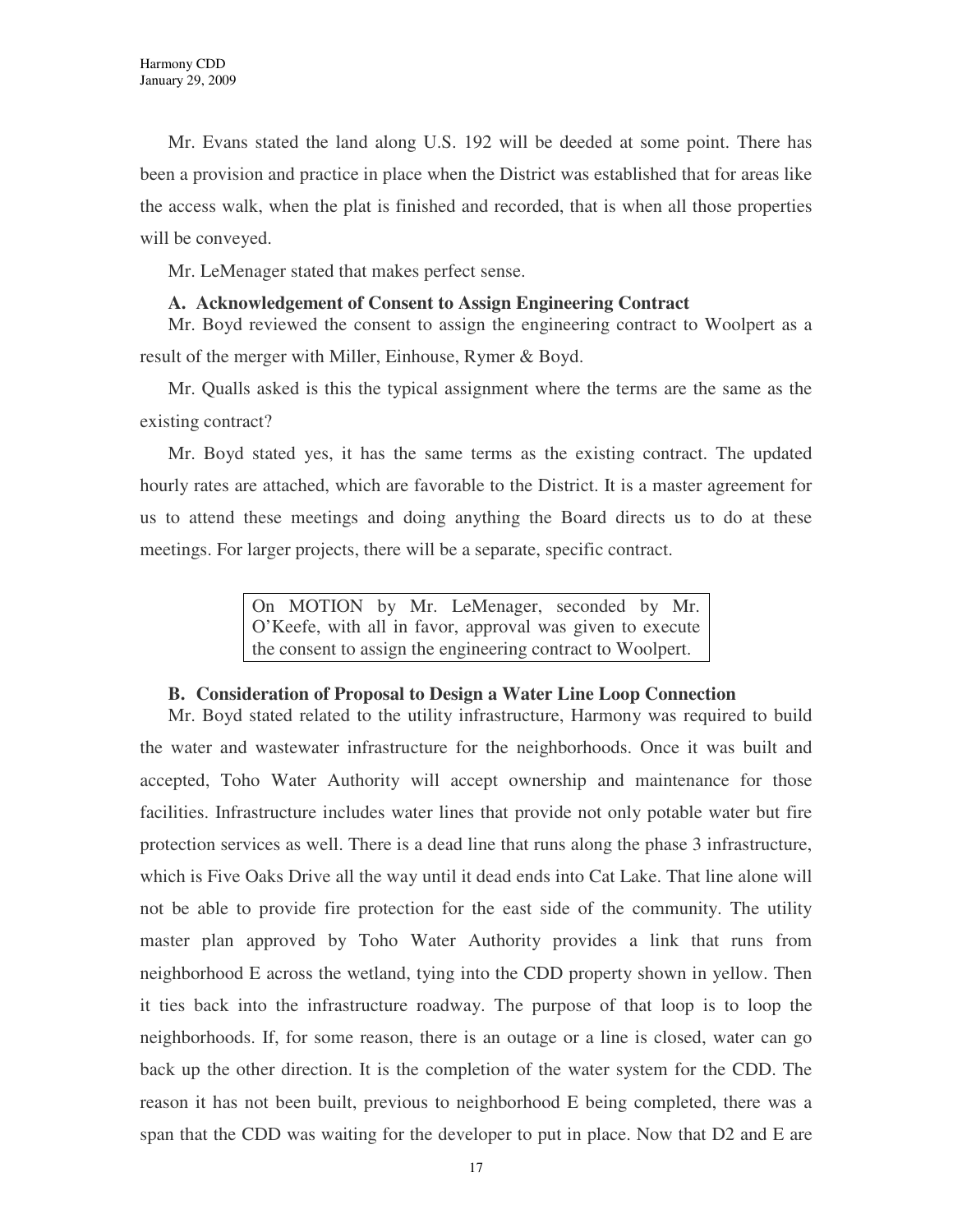Mr. Evans stated the land along U.S. 192 will be deeded at some point. There has been a provision and practice in place when the District was established that for areas like the access walk, when the plat is finished and recorded, that is when all those properties will be conveyed.

Mr. LeMenager stated that makes perfect sense.

**A. Acknowledgement of Consent to Assign Engineering Contract**

Mr. Boyd reviewed the consent to assign the engineering contract to Woolpert as a result of the merger with Miller, Einhouse, Rymer & Boyd.

Mr. Qualls asked is this the typical assignment where the terms are the same as the existing contract?

Mr. Boyd stated yes, it has the same terms as the existing contract. The updated hourly rates are attached, which are favorable to the District. It is a master agreement for us to attend these meetings and doing anything the Board directs us to do at these meetings. For larger projects, there will be a separate, specific contract.

> On MOTION by Mr. LeMenager, seconded by Mr. O'Keefe, with all in favor, approval was given to execute the consent to assign the engineering contract to Woolpert.

**B. Consideration of Proposal to Design a Water Line Loop Connection**

Mr. Boyd stated related to the utility infrastructure, Harmony was required to build the water and wastewater infrastructure for the neighborhoods. Once it was built and accepted, Toho Water Authority will accept ownership and maintenance for those facilities. Infrastructure includes water lines that provide not only potable water but fire protection services as well. There is a dead line that runs along the phase 3 infrastructure, which is Five Oaks Drive all the way until it dead ends into Cat Lake. That line alone will not be able to provide fire protection for the east side of the community. The utility master plan approved by Toho Water Authority provides a link that runs from neighborhood E across the wetland, tying into the CDD property shown in yellow. Then it ties back into the infrastructure roadway. The purpose of that loop is to loop the neighborhoods. If, for some reason, there is an outage or a line is closed, water can go back up the other direction. It is the completion of the water system for the CDD. The reason it has not been built, previous to neighborhood E being completed, there was a span that the CDD was waiting for the developer to put in place. Now that D2 and E are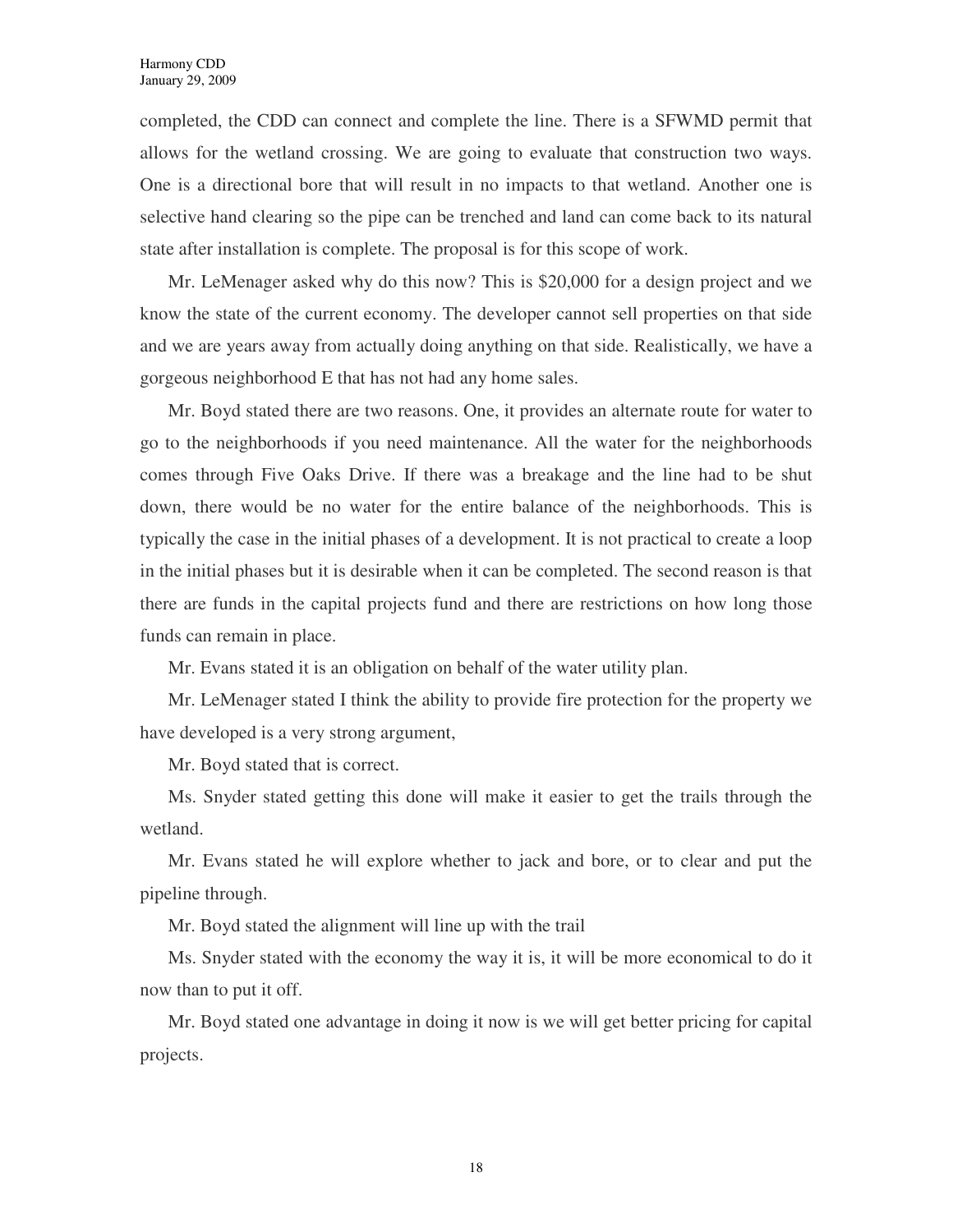completed, the CDD can connect and complete the line. There is a SFWMD permit that allows for the wetland crossing. We are going to evaluate that construction two ways. One is a directional bore that will result in no impacts to that wetland. Another one is selective hand clearing so the pipe can be trenched and land can come back to its natural state after installation is complete. The proposal is for this scope of work.

Mr. LeMenager asked why do this now? This is $20,000 for a design project and we know the state of the current economy. The developer cannot sell properties on that side and we are years away from actually doing anything on that side. Realistically, we have a gorgeous neighborhood E that has not had any home sales.

Mr. Boyd stated there are two reasons. One, it provides an alternate route for water to go to the neighborhoods if you need maintenance. All the water for the neighborhoods comes through Five Oaks Drive. If there was a breakage and the line had to be shut down, there would be no water for the entire balance of the neighborhoods. This is typically the case in the initial phases of a development. It is not practical to create a loop in the initial phases but it is desirable when it can be completed. The second reason is that there are funds in the capital projects fund and there are restrictions on how long those funds can remain in place.

Mr. Evans stated it is an obligation on behalf of the water utility plan.

Mr. LeMenager stated I think the ability to provide fire protection for the property we have developed is a very strong argument,

Mr. Boyd stated that is correct.

Ms. Snyder stated getting this done will make it easier to get the trails through the wetland.

Mr. Evans stated he will explore whether to jack and bore, or to clear and put the pipeline through.

Mr. Boyd stated the alignment will line up with the trail

Ms. Snyder stated with the economy the way it is, it will be more economical to do it now than to put it off.

Mr. Boyd stated one advantage in doing it now is we will get better pricing for capital projects.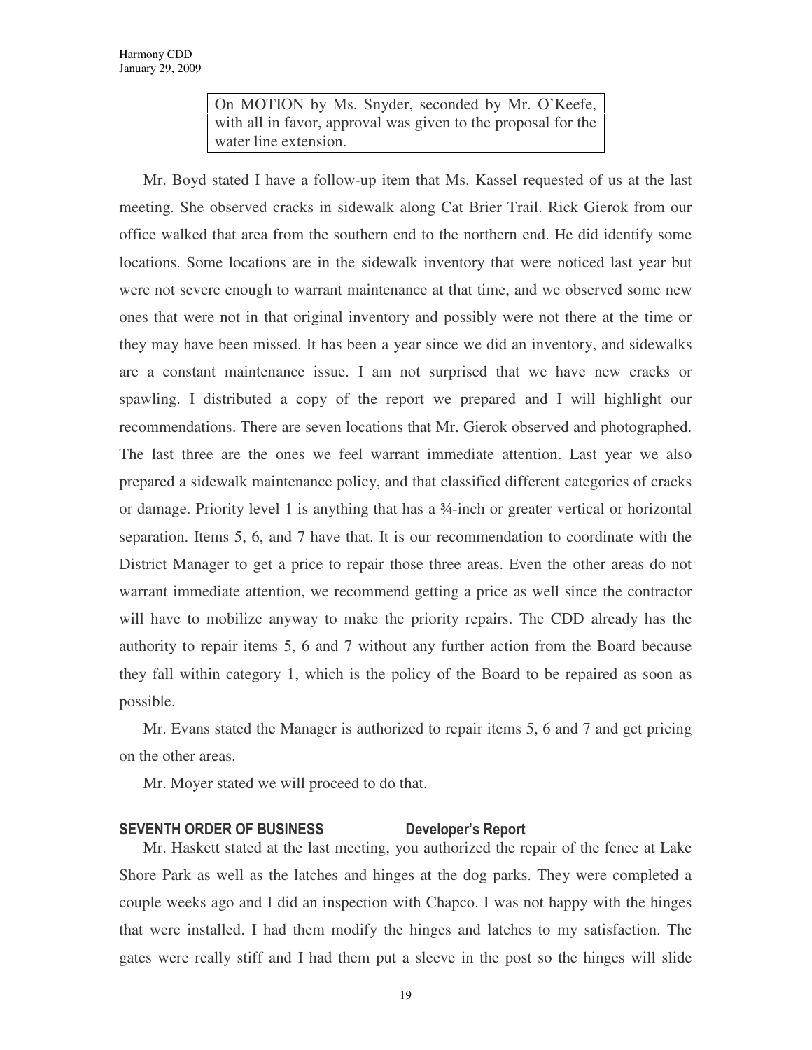> On MOTION by Ms. Snyder, seconded by Mr. O'Keefe, with all in favor, approval was given to the proposal for the water line extension.

Mr. Boyd stated I have a follow-up item that Ms. Kassel requested of us at the last meeting. She observed cracks in sidewalk along Cat Brier Trail. Rick Gierok from our office walked that area from the southern end to the northern end. He did identify some locations. Some locations are in the sidewalk inventory that were noticed last year but were not severe enough to warrant maintenance at that time, and we observed some new ones that were not in that original inventory and possibly were not there at the time or they may have been missed. It has been a year since we did an inventory, and sidewalks are a constant maintenance issue. I am not surprised that we have new cracks or spawling. I distributed a copy of the report we prepared and I will highlight our recommendations. There are seven locations that Mr. Gierok observed and photographed. The last three are the ones we feel warrant immediate attention. Last year we also prepared a sidewalk maintenance policy, and that classified different categories of cracks or damage. Priority level 1 is anything that has a ¾-inch or greater vertical or horizontal separation. Items 5, 6, and 7 have that. It is our recommendation to coordinate with the District Manager to get a price to repair those three areas. Even the other areas do not warrant immediate attention, we recommend getting a price as well since the contractor will have to mobilize anyway to make the priority repairs. The CDD already has the authority to repair items 5, 6 and 7 without any further action from the Board because they fall within category 1, which is the policy of the Board to be repaired as soon as possible.

Mr. Evans stated the Manager is authorized to repair items 5, 6 and 7 and get pricing on the other areas.

Mr. Moyer stated we will proceed to do that.

## SEVENTH ORDER OF BUSINESS Developer's Report

Mr. Haskett stated at the last meeting, you authorized the repair of the fence at Lake Shore Park as well as the latches and hinges at the dog parks. They were completed a couple weeks ago and I did an inspection with Chapco. I was not happy with the hinges that were installed. I had them modify the hinges and latches to my satisfaction. The gates were really stiff and I had them put a sleeve in the post so the hinges will slide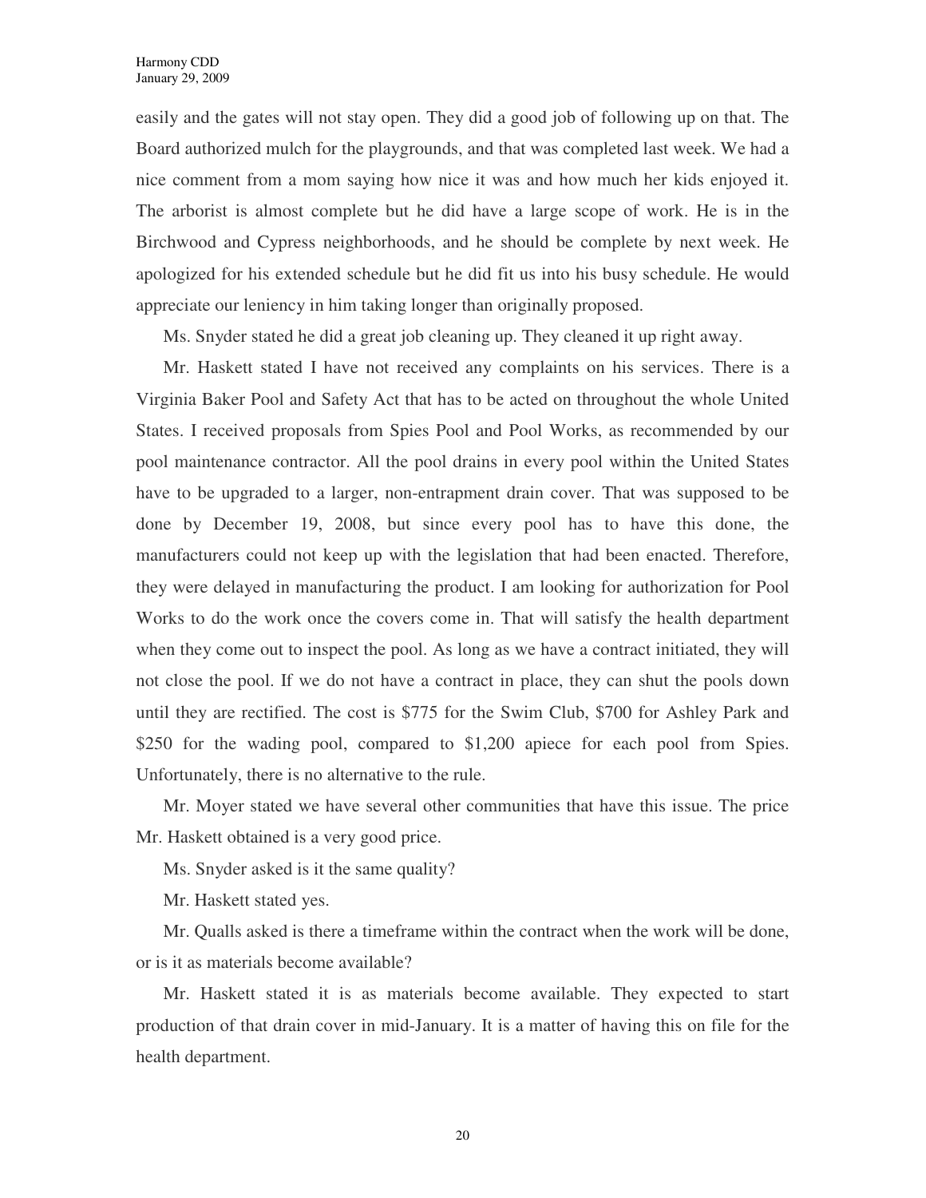easily and the gates will not stay open. They did a good job of following up on that. The Board authorized mulch for the playgrounds, and that was completed last week. We had a nice comment from a mom saying how nice it was and how much her kids enjoyed it. The arborist is almost complete but he did have a large scope of work. He is in the Birchwood and Cypress neighborhoods, and he should be complete by next week. He apologized for his extended schedule but he did fit us into his busy schedule. He would appreciate our leniency in him taking longer than originally proposed.

Ms. Snyder stated he did a great job cleaning up. They cleaned it up right away.

Mr. Haskett stated I have not received any complaints on his services. There is a Virginia Baker Pool and Safety Act that has to be acted on throughout the whole United States. I received proposals from Spies Pool and Pool Works, as recommended by our pool maintenance contractor. All the pool drains in every pool within the United States have to be upgraded to a larger, non-entrapment drain cover. That was supposed to be done by December 19, 2008, but since every pool has to have this done, the manufacturers could not keep up with the legislation that had been enacted. Therefore, they were delayed in manufacturing the product. I am looking for authorization for Pool Works to do the work once the covers come in. That will satisfy the health department when they come out to inspect the pool. As long as we have a contract initiated, they will not close the pool. If we do not have a contract in place, they can shut the pools down until they are rectified. The cost is $775 for the Swim Club, $700 for Ashley Park and $250 for the wading pool, compared to $1,200 apiece for each pool from Spies. Unfortunately, there is no alternative to the rule.

Mr. Moyer stated we have several other communities that have this issue. The price Mr. Haskett obtained is a very good price.

Ms. Snyder asked is it the same quality?

Mr. Haskett stated yes.

Mr. Qualls asked is there a timeframe within the contract when the work will be done, or is it as materials become available?

Mr. Haskett stated it is as materials become available. They expected to start production of that drain cover in mid-January. It is a matter of having this on file for the health department.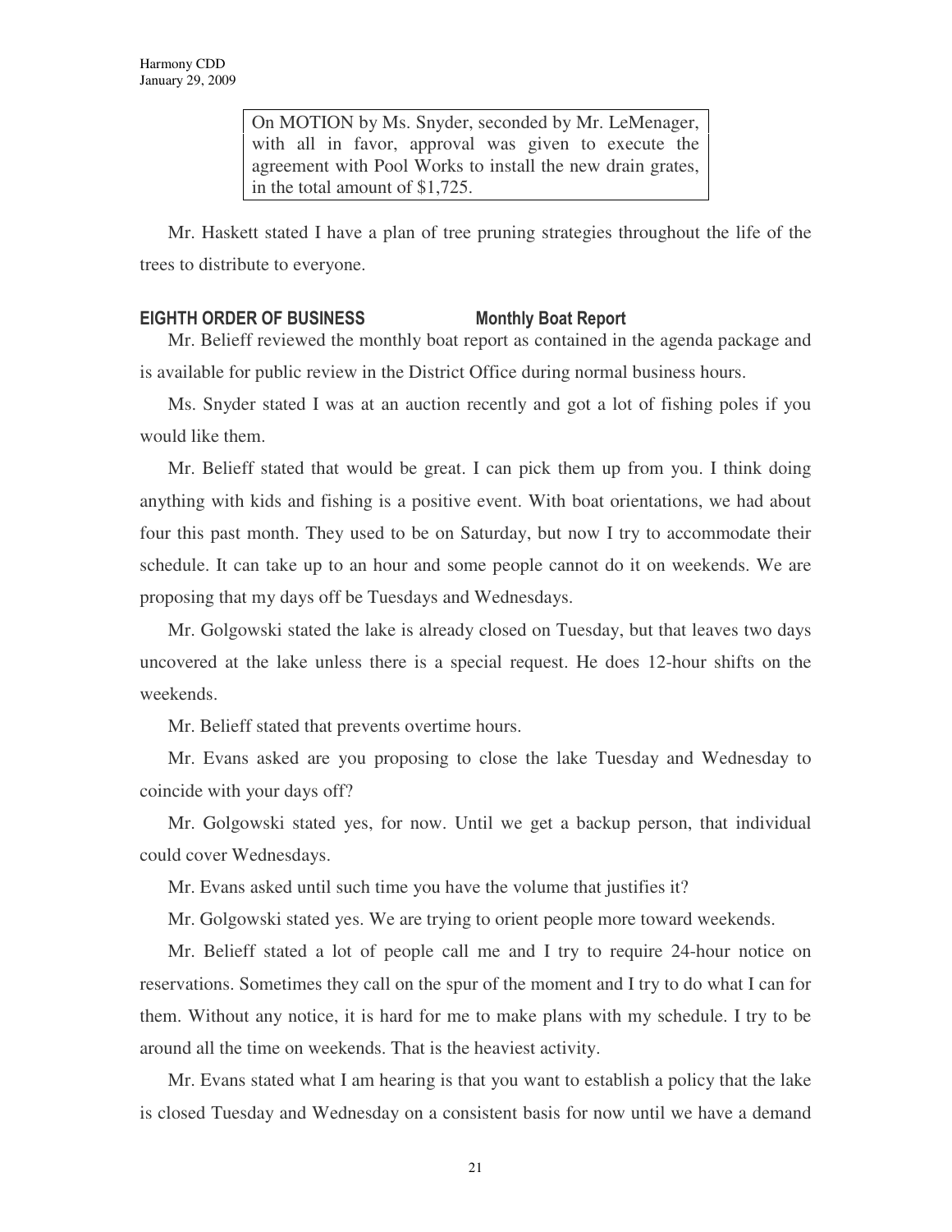> On MOTION by Ms. Snyder, seconded by Mr. LeMenager, with all in favor, approval was given to execute the agreement with Pool Works to install the new drain grates, in the total amount of $1,725.

Mr. Haskett stated I have a plan of tree pruning strategies throughout the life of the trees to distribute to everyone.

**EIGHTH ORDER OF BUSINESS Monthly Boat Report**

Mr. Belieff reviewed the monthly boat report as contained in the agenda package and is available for public review in the District Office during normal business hours.

Ms. Snyder stated I was at an auction recently and got a lot of fishing poles if you would like them.

Mr. Belieff stated that would be great. I can pick them up from you. I think doing anything with kids and fishing is a positive event. With boat orientations, we had about four this past month. They used to be on Saturday, but now I try to accommodate their schedule. It can take up to an hour and some people cannot do it on weekends. We are proposing that my days off be Tuesdays and Wednesdays.

Mr. Golgowski stated the lake is already closed on Tuesday, but that leaves two days uncovered at the lake unless there is a special request. He does 12-hour shifts on the weekends.

Mr. Belieff stated that prevents overtime hours.

Mr. Evans asked are you proposing to close the lake Tuesday and Wednesday to coincide with your days off?

Mr. Golgowski stated yes, for now. Until we get a backup person, that individual could cover Wednesdays.

Mr. Evans asked until such time you have the volume that justifies it?

Mr. Golgowski stated yes. We are trying to orient people more toward weekends.

Mr. Belieff stated a lot of people call me and I try to require 24-hour notice on reservations. Sometimes they call on the spur of the moment and I try to do what I can for them. Without any notice, it is hard for me to make plans with my schedule. I try to be around all the time on weekends. That is the heaviest activity.

Mr. Evans stated what I am hearing is that you want to establish a policy that the lake is closed Tuesday and Wednesday on a consistent basis for now until we have a demand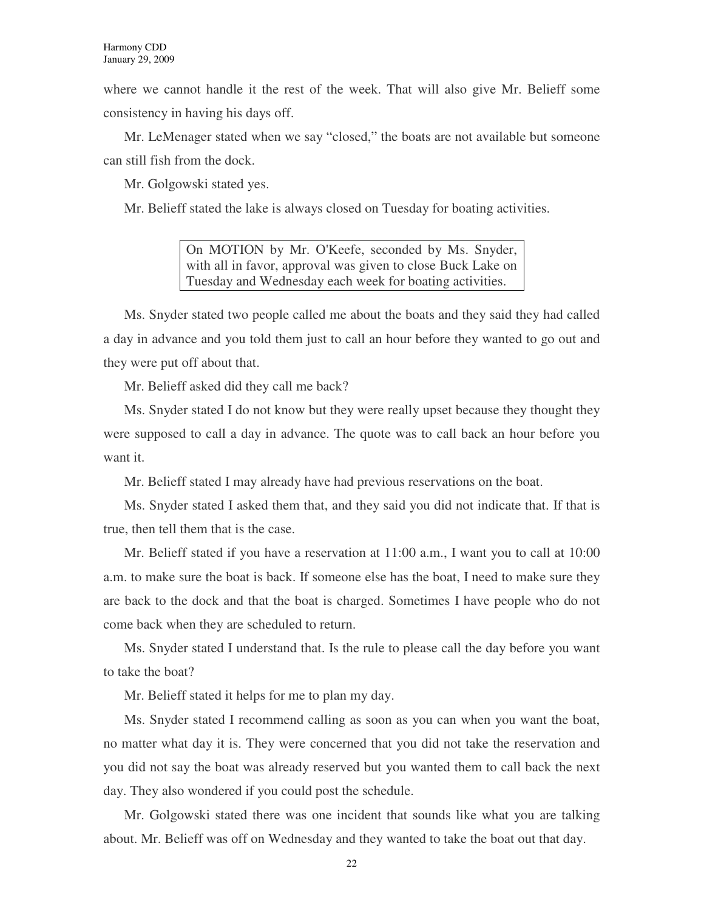where we cannot handle it the rest of the week. That will also give Mr. Belieff some consistency in having his days off.

Mr. LeMenager stated when we say "closed," the boats are not available but someone can still fish from the dock.

Mr. Golgowski stated yes.

Mr. Belieff stated the lake is always closed on Tuesday for boating activities.

> On MOTION by Mr. O'Keefe, seconded by Ms. Snyder, with all in favor, approval was given to close Buck Lake on Tuesday and Wednesday each week for boating activities.

Ms. Snyder stated two people called me about the boats and they said they had called a day in advance and you told them just to call an hour before they wanted to go out and they were put off about that.

Mr. Belieff asked did they call me back?

Ms. Snyder stated I do not know but they were really upset because they thought they were supposed to call a day in advance. The quote was to call back an hour before you want it.

Mr. Belieff stated I may already have had previous reservations on the boat.

Ms. Snyder stated I asked them that, and they said you did not indicate that. If that is true, then tell them that is the case.

Mr. Belieff stated if you have a reservation at 11:00 a.m., I want you to call at 10:00 a.m. to make sure the boat is back. If someone else has the boat, I need to make sure they are back to the dock and that the boat is charged. Sometimes I have people who do not come back when they are scheduled to return.

Ms. Snyder stated I understand that. Is the rule to please call the day before you want to take the boat?

Mr. Belieff stated it helps for me to plan my day.

Ms. Snyder stated I recommend calling as soon as you can when you want the boat, no matter what day it is. They were concerned that you did not take the reservation and you did not say the boat was already reserved but you wanted them to call back the next day. They also wondered if you could post the schedule.

Mr. Golgowski stated there was one incident that sounds like what you are talking about. Mr. Belieff was off on Wednesday and they wanted to take the boat out that day.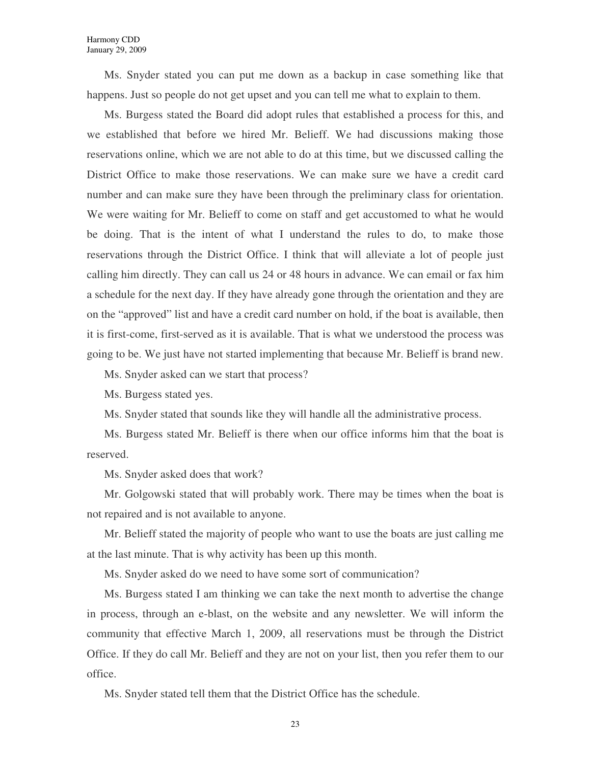Ms. Snyder stated you can put me down as a backup in case something like that happens. Just so people do not get upset and you can tell me what to explain to them.

Ms. Burgess stated the Board did adopt rules that established a process for this, and we established that before we hired Mr. Belieff. We had discussions making those reservations online, which we are not able to do at this time, but we discussed calling the District Office to make those reservations. We can make sure we have a credit card number and can make sure they have been through the preliminary class for orientation. We were waiting for Mr. Belieff to come on staff and get accustomed to what he would be doing. That is the intent of what I understand the rules to do, to make those reservations through the District Office. I think that will alleviate a lot of people just calling him directly. They can call us 24 or 48 hours in advance. We can email or fax him a schedule for the next day. If they have already gone through the orientation and they are on the "approved" list and have a credit card number on hold, if the boat is available, then it is first-come, first-served as it is available. That is what we understood the process was going to be. We just have not started implementing that because Mr. Belieff is brand new.

Ms. Snyder asked can we start that process?

Ms. Burgess stated yes.

Ms. Snyder stated that sounds like they will handle all the administrative process.

Ms. Burgess stated Mr. Belieff is there when our office informs him that the boat is reserved.

Ms. Snyder asked does that work?

Mr. Golgowski stated that will probably work. There may be times when the boat is not repaired and is not available to anyone.

Mr. Belieff stated the majority of people who want to use the boats are just calling me at the last minute. That is why activity has been up this month.

Ms. Snyder asked do we need to have some sort of communication?

Ms. Burgess stated I am thinking we can take the next month to advertise the change in process, through an e-blast, on the website and any newsletter. We will inform the community that effective March 1, 2009, all reservations must be through the District Office. If they do call Mr. Belieff and they are not on your list, then you refer them to our office.

Ms. Snyder stated tell them that the District Office has the schedule.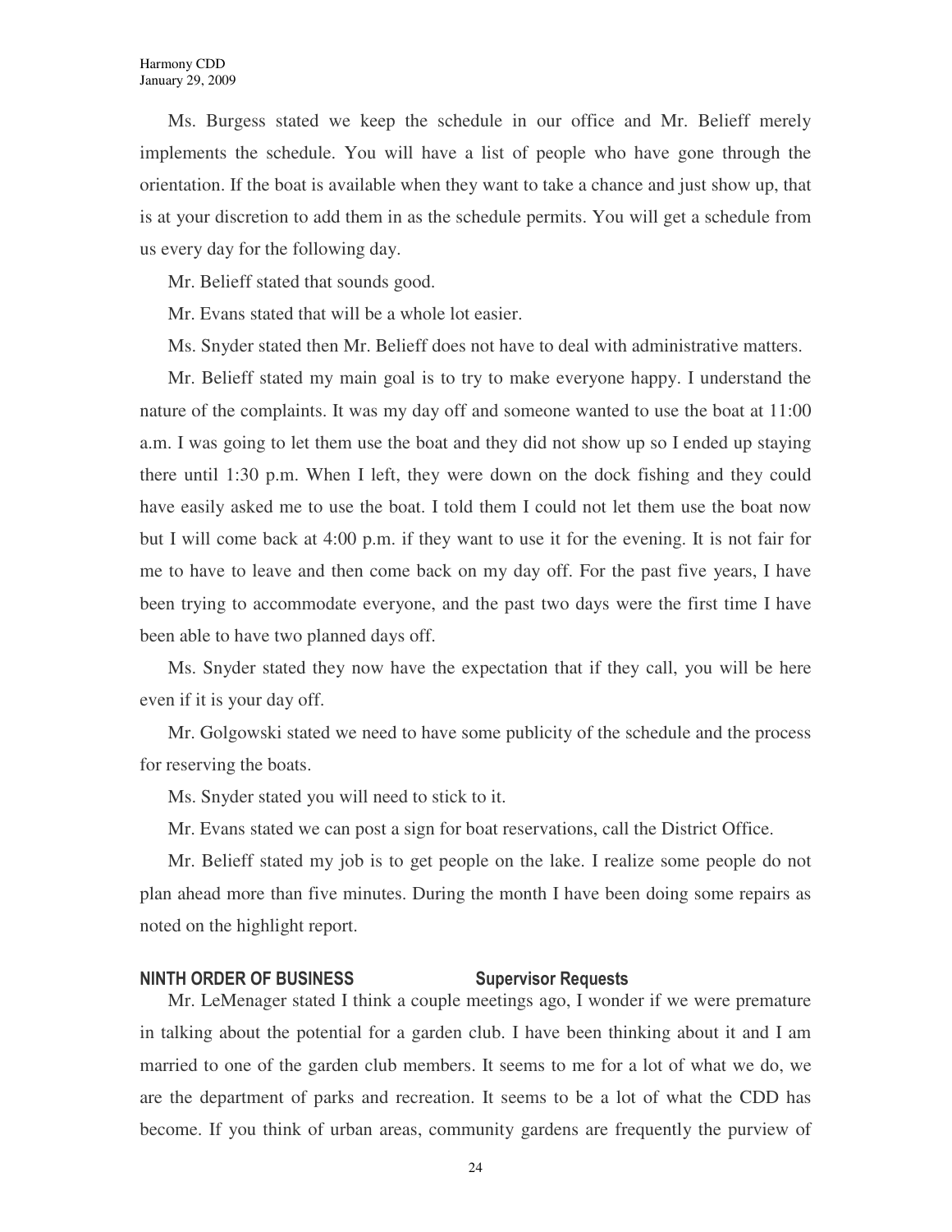Ms. Burgess stated we keep the schedule in our office and Mr. Belieff merely implements the schedule. You will have a list of people who have gone through the orientation. If the boat is available when they want to take a chance and just show up, that is at your discretion to add them in as the schedule permits. You will get a schedule from us every day for the following day.

Mr. Belieff stated that sounds good.

Mr. Evans stated that will be a whole lot easier.

Ms. Snyder stated then Mr. Belieff does not have to deal with administrative matters.

Mr. Belieff stated my main goal is to try to make everyone happy. I understand the nature of the complaints. It was my day off and someone wanted to use the boat at 11:00 a.m. I was going to let them use the boat and they did not show up so I ended up staying there until 1:30 p.m. When I left, they were down on the dock fishing and they could have easily asked me to use the boat. I told them I could not let them use the boat now but I will come back at 4:00 p.m. if they want to use it for the evening. It is not fair for me to have to leave and then come back on my day off. For the past five years, I have been trying to accommodate everyone, and the past two days were the first time I have been able to have two planned days off.

Ms. Snyder stated they now have the expectation that if they call, you will be here even if it is your day off.

Mr. Golgowski stated we need to have some publicity of the schedule and the process for reserving the boats.

Ms. Snyder stated you will need to stick to it.

Mr. Evans stated we can post a sign for boat reservations, call the District Office.

Mr. Belieff stated my job is to get people on the lake. I realize some people do not plan ahead more than five minutes. During the month I have been doing some repairs as noted on the highlight report.

## NINTH ORDER OF BUSINESS — Supervisor Requests

Mr. LeMenager stated I think a couple meetings ago, I wonder if we were premature in talking about the potential for a garden club. I have been thinking about it and I am married to one of the garden club members. It seems to me for a lot of what we do, we are the department of parks and recreation. It seems to be a lot of what the CDD has become. If you think of urban areas, community gardens are frequently the purview of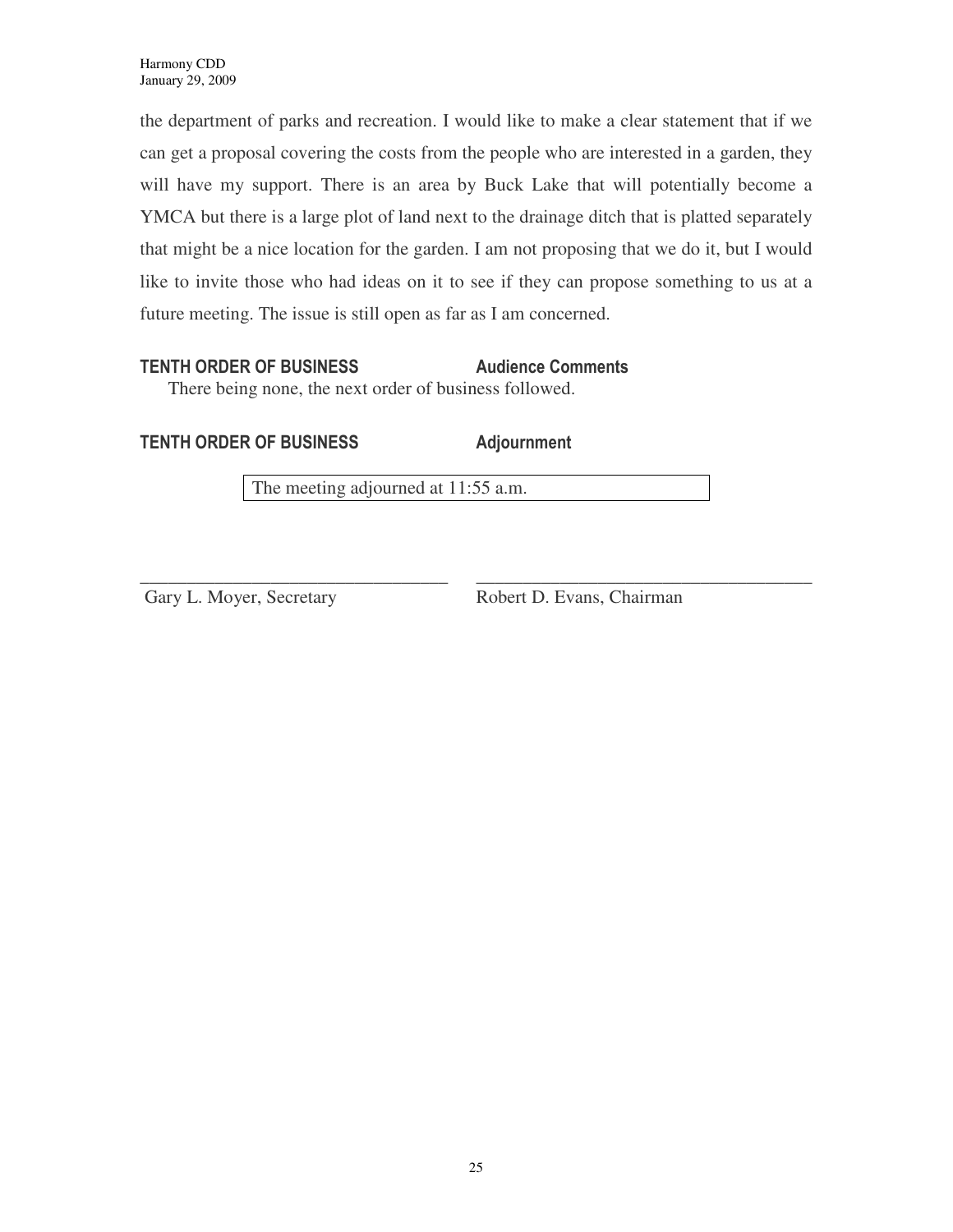the department of parks and recreation. I would like to make a clear statement that if we can get a proposal covering the costs from the people who are interested in a garden, they will have my support. There is an area by Buck Lake that will potentially become a YMCA but there is a large plot of land next to the drainage ditch that is platted separately that might be a nice location for the garden. I am not proposing that we do it, but I would like to invite those who had ideas on it to see if they can propose something to us at a future meeting. The issue is still open as far as I am concerned.

**TENTH ORDER OF BUSINESS** **Audience Comments**

There being none, the next order of business followed.

**TENTH ORDER OF BUSINESS** **Adjournment**

The meeting adjourned at 11:55 a.m.

\_\_\_\_\_\_\_\_\_\_\_\_\_\_\_\_\_\_\_\_\_\_\_\_\_\_\_\_\_\_\_\_\_\_
Gary L. Moyer, Secretary

\_\_\_\_\_\_\_\_\_\_\_\_\_\_\_\_\_\_\_\_\_\_\_\_\_\_\_\_\_\_\_\_\_\_
Robert D. Evans, Chairman